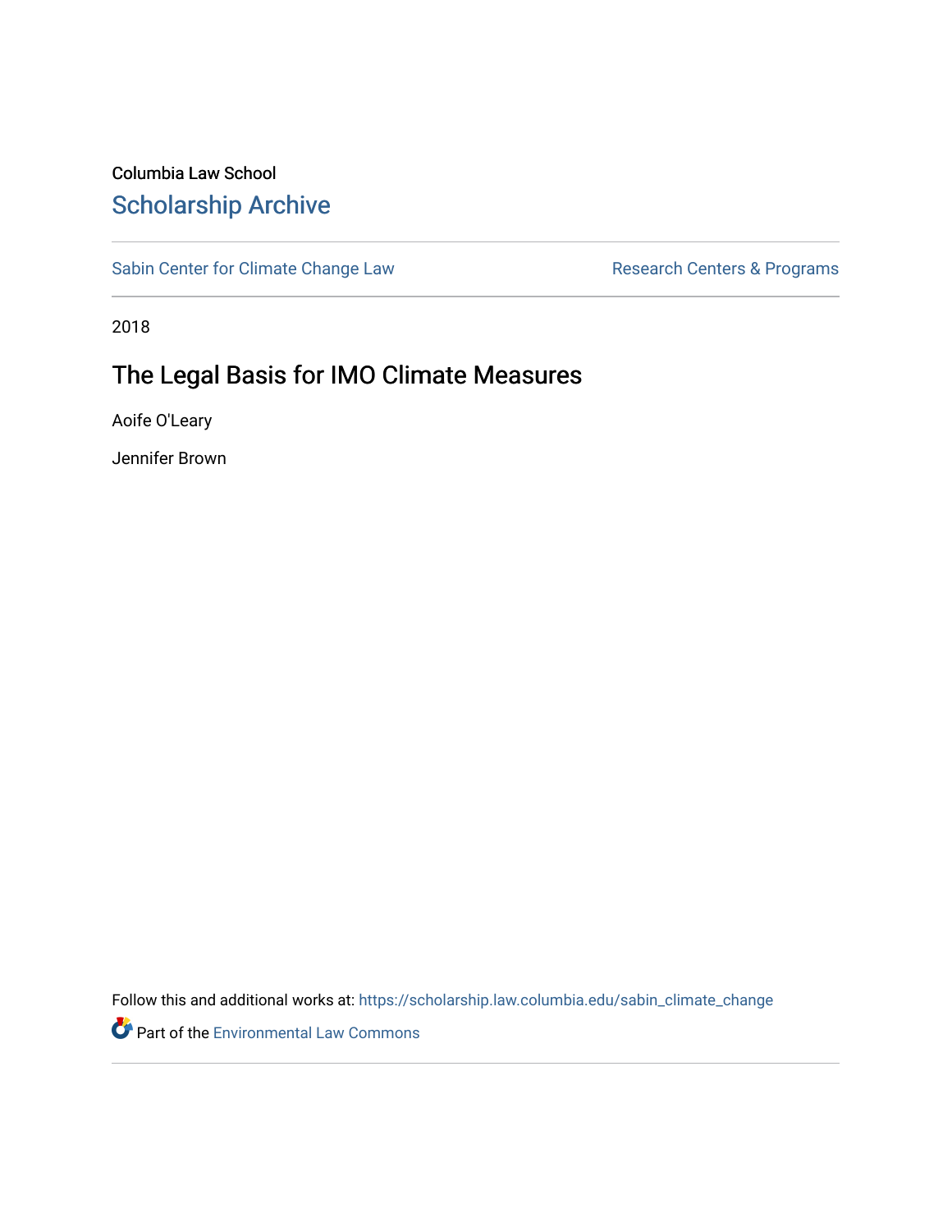Columbia Law School

# Scholarship Archive

Sabin Center for Climate Change Law | Research Centers & Programs

2018

## The Legal Basis for IMO Climate Measures

Aoife O'Leary

Jennifer Brown

Follow this and additional works at: https://scholarship.law.columbia.edu/sabin_climate_change

Part of the Environmental Law Commons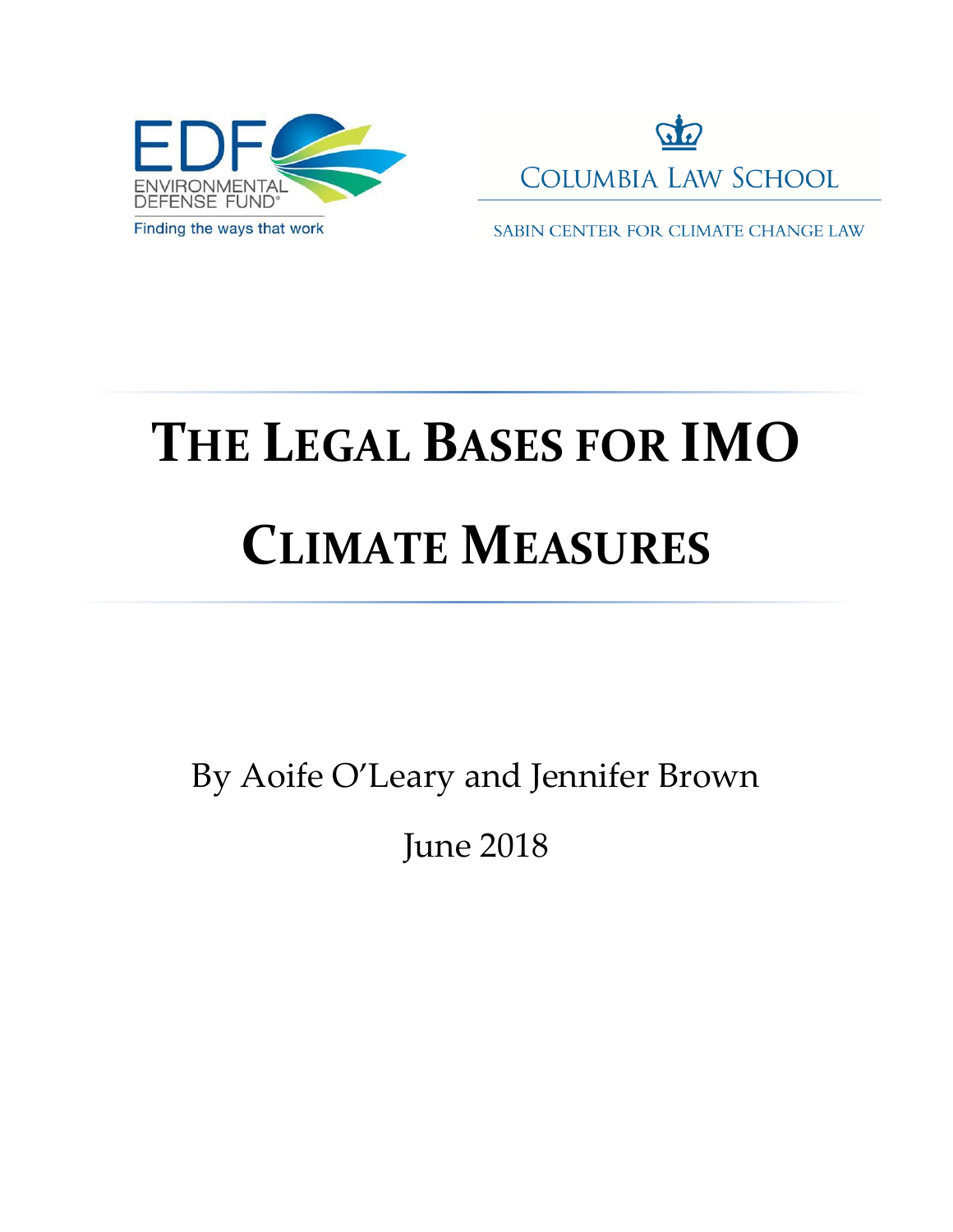EDF ENVIRONMENTAL DEFENSE FUND

Finding the ways that work

COLUMBIA LAW SCHOOL

SABIN CENTER FOR CLIMATE CHANGE LAW

# THE LEGAL BASES FOR IMO CLIMATE MEASURES

By Aoife O'Leary and Jennifer Brown

June 2018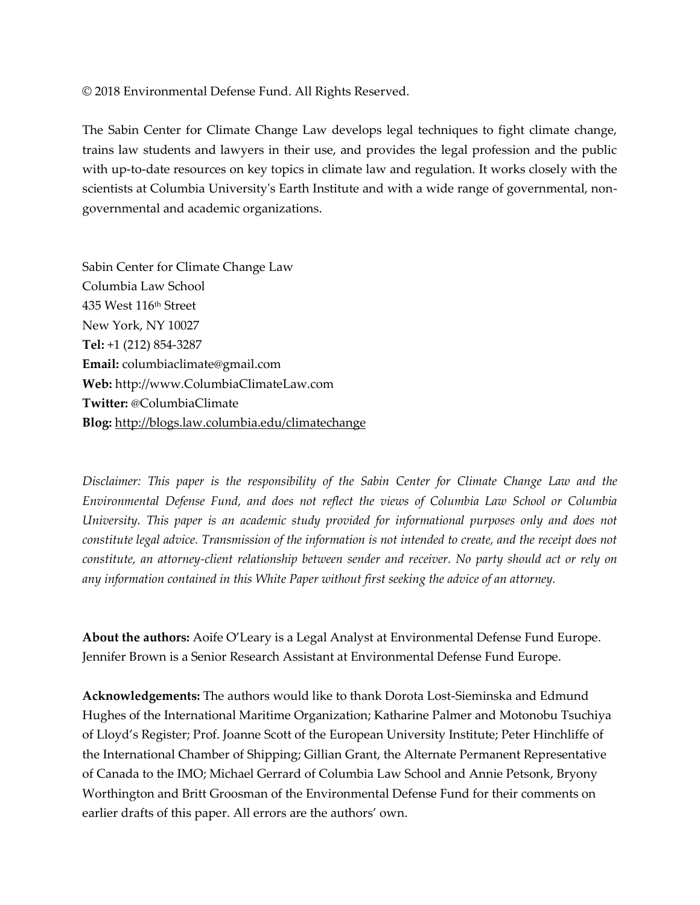© 2018 Environmental Defense Fund. All Rights Reserved.

The Sabin Center for Climate Change Law develops legal techniques to fight climate change, trains law students and lawyers in their use, and provides the legal profession and the public with up-to-date resources on key topics in climate law and regulation. It works closely with the scientists at Columbia University's Earth Institute and with a wide range of governmental, non-governmental and academic organizations.

Sabin Center for Climate Change Law
Columbia Law School
435 West 116th Street
New York, NY 10027
**Tel:** +1 (212) 854-3287
**Email:** columbiaclimate@gmail.com
**Web:** http://www.ColumbiaClimateLaw.com
**Twitter:** @ColumbiaClimate
**Blog:** http://blogs.law.columbia.edu/climatechange

*Disclaimer: This paper is the responsibility of the Sabin Center for Climate Change Law and the Environmental Defense Fund, and does not reflect the views of Columbia Law School or Columbia University. This paper is an academic study provided for informational purposes only and does not constitute legal advice. Transmission of the information is not intended to create, and the receipt does not constitute, an attorney-client relationship between sender and receiver. No party should act or rely on any information contained in this White Paper without first seeking the advice of an attorney.*

**About the authors:** Aoife O'Leary is a Legal Analyst at Environmental Defense Fund Europe. Jennifer Brown is a Senior Research Assistant at Environmental Defense Fund Europe.

**Acknowledgements:** The authors would like to thank Dorota Lost-Sieminska and Edmund Hughes of the International Maritime Organization; Katharine Palmer and Motonobu Tsuchiya of Lloyd's Register; Prof. Joanne Scott of the European University Institute; Peter Hinchliffe of the International Chamber of Shipping; Gillian Grant, the Alternate Permanent Representative of Canada to the IMO; Michael Gerrard of Columbia Law School and Annie Petsonk, Bryony Worthington and Britt Groosman of the Environmental Defense Fund for their comments on earlier drafts of this paper. All errors are the authors' own.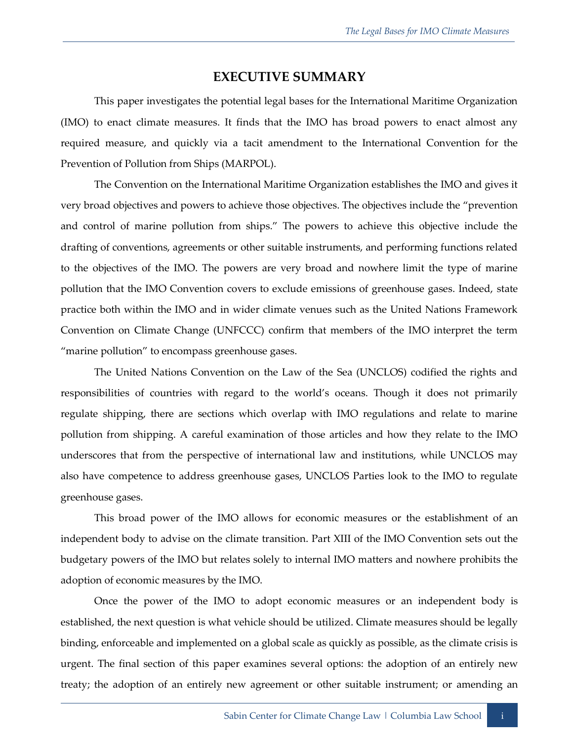# EXECUTIVE SUMMARY

This paper investigates the potential legal bases for the International Maritime Organization (IMO) to enact climate measures. It finds that the IMO has broad powers to enact almost any required measure, and quickly via a tacit amendment to the International Convention for the Prevention of Pollution from Ships (MARPOL).

The Convention on the International Maritime Organization establishes the IMO and gives it very broad objectives and powers to achieve those objectives. The objectives include the "prevention and control of marine pollution from ships." The powers to achieve this objective include the drafting of conventions, agreements or other suitable instruments, and performing functions related to the objectives of the IMO. The powers are very broad and nowhere limit the type of marine pollution that the IMO Convention covers to exclude emissions of greenhouse gases. Indeed, state practice both within the IMO and in wider climate venues such as the United Nations Framework Convention on Climate Change (UNFCCC) confirm that members of the IMO interpret the term "marine pollution" to encompass greenhouse gases.

The United Nations Convention on the Law of the Sea (UNCLOS) codified the rights and responsibilities of countries with regard to the world's oceans. Though it does not primarily regulate shipping, there are sections which overlap with IMO regulations and relate to marine pollution from shipping. A careful examination of those articles and how they relate to the IMO underscores that from the perspective of international law and institutions, while UNCLOS may also have competence to address greenhouse gases, UNCLOS Parties look to the IMO to regulate greenhouse gases.

This broad power of the IMO allows for economic measures or the establishment of an independent body to advise on the climate transition. Part XIII of the IMO Convention sets out the budgetary powers of the IMO but relates solely to internal IMO matters and nowhere prohibits the adoption of economic measures by the IMO.

Once the power of the IMO to adopt economic measures or an independent body is established, the next question is what vehicle should be utilized. Climate measures should be legally binding, enforceable and implemented on a global scale as quickly as possible, as the climate crisis is urgent. The final section of this paper examines several options: the adoption of an entirely new treaty; the adoption of an entirely new agreement or other suitable instrument; or amending an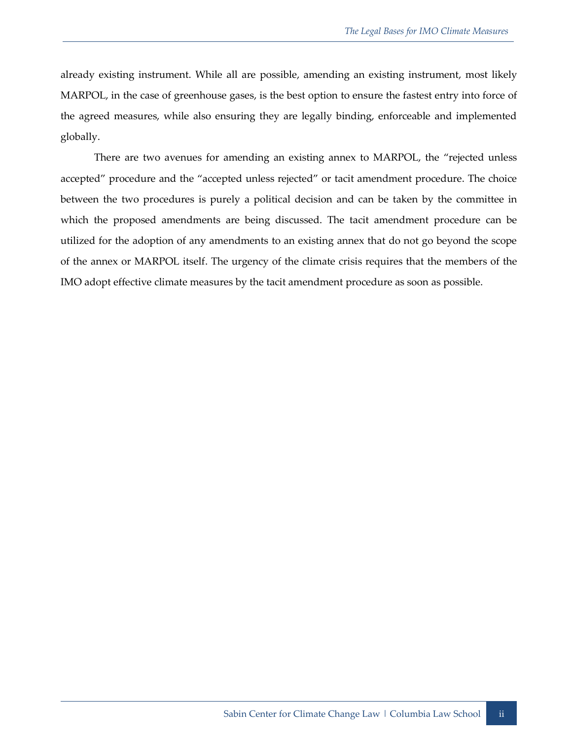already existing instrument. While all are possible, amending an existing instrument, most likely MARPOL, in the case of greenhouse gases, is the best option to ensure the fastest entry into force of the agreed measures, while also ensuring they are legally binding, enforceable and implemented globally.

There are two avenues for amending an existing annex to MARPOL, the "rejected unless accepted" procedure and the "accepted unless rejected" or tacit amendment procedure. The choice between the two procedures is purely a political decision and can be taken by the committee in which the proposed amendments are being discussed. The tacit amendment procedure can be utilized for the adoption of any amendments to an existing annex that do not go beyond the scope of the annex or MARPOL itself. The urgency of the climate crisis requires that the members of the IMO adopt effective climate measures by the tacit amendment procedure as soon as possible.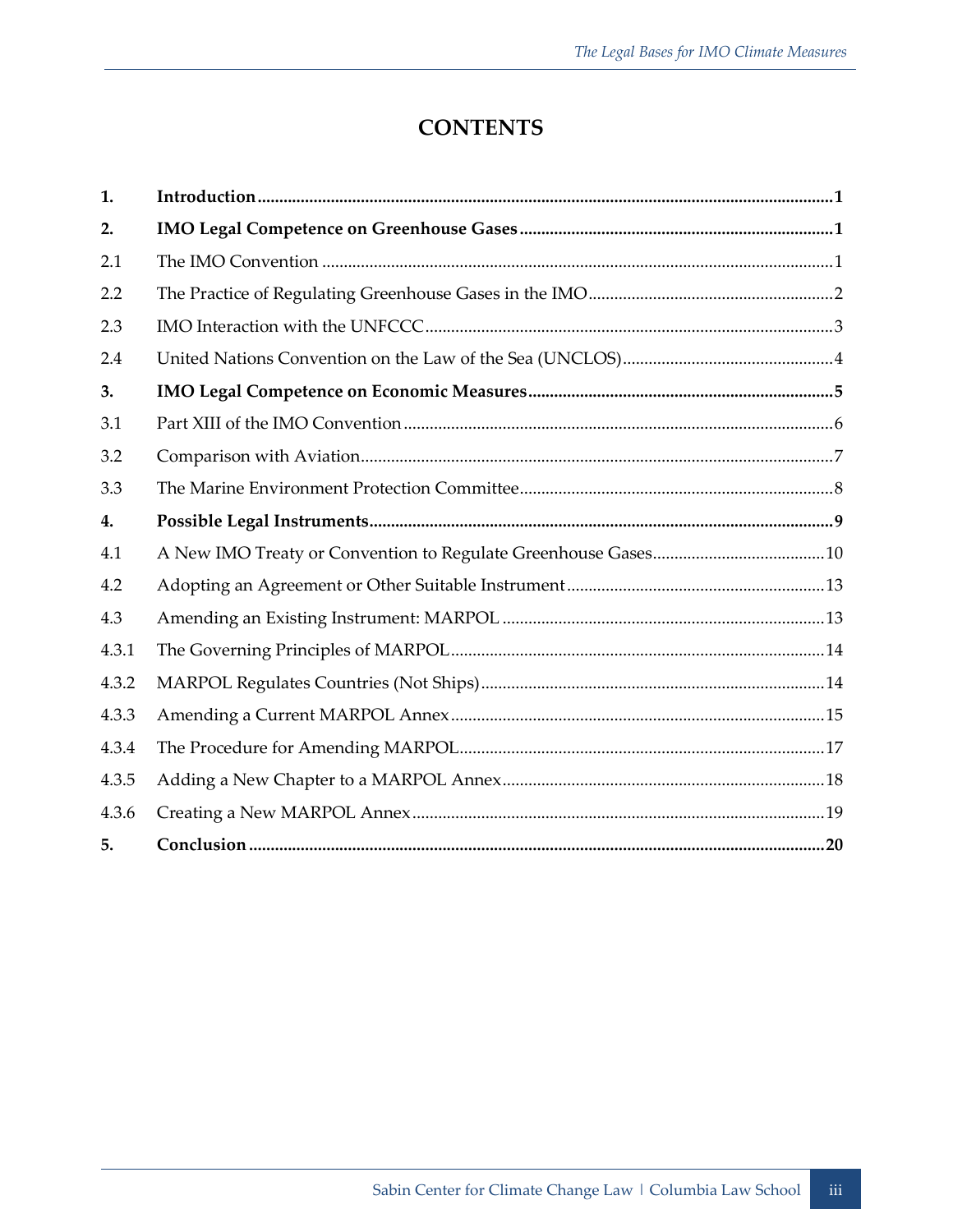# CONTENTS

| | | |
|---|---|---|
| **1.** | **Introduction** | **1** |
| **2.** | **IMO Legal Competence on Greenhouse Gases** | **1** |
| 2.1 | The IMO Convention | 1 |
| 2.2 | The Practice of Regulating Greenhouse Gases in the IMO | 2 |
| 2.3 | IMO Interaction with the UNFCCC | 3 |
| 2.4 | United Nations Convention on the Law of the Sea (UNCLOS) | 4 |
| **3.** | **IMO Legal Competence on Economic Measures** | **5** |
| 3.1 | Part XIII of the IMO Convention | 6 |
| 3.2 | Comparison with Aviation | 7 |
| 3.3 | The Marine Environment Protection Committee | 8 |
| **4.** | **Possible Legal Instruments** | **9** |
| 4.1 | A New IMO Treaty or Convention to Regulate Greenhouse Gases | 10 |
| 4.2 | Adopting an Agreement or Other Suitable Instrument | 13 |
| 4.3 | Amending an Existing Instrument: MARPOL | 13 |
| 4.3.1 | The Governing Principles of MARPOL | 14 |
| 4.3.2 | MARPOL Regulates Countries (Not Ships) | 14 |
| 4.3.3 | Amending a Current MARPOL Annex | 15 |
| 4.3.4 | The Procedure for Amending MARPOL | 17 |
| 4.3.5 | Adding a New Chapter to a MARPOL Annex | 18 |
| 4.3.6 | Creating a New MARPOL Annex | 19 |
| **5.** | **Conclusion** | **20** |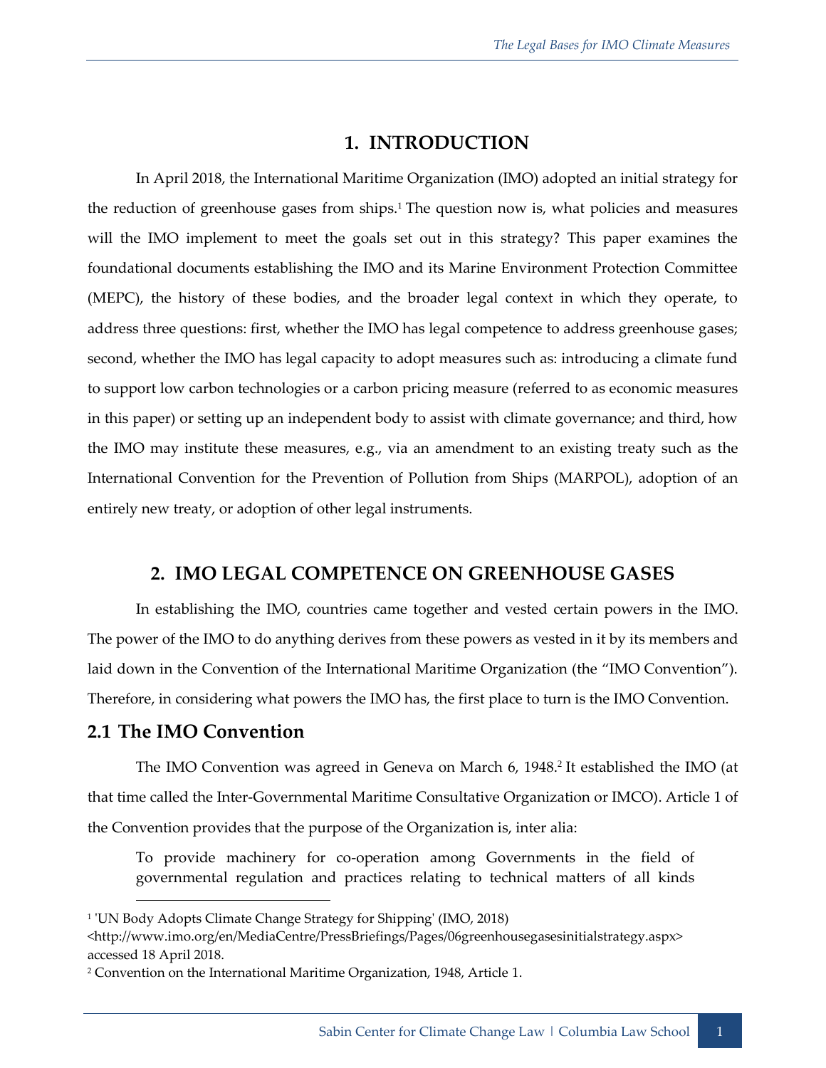# 1. INTRODUCTION

In April 2018, the International Maritime Organization (IMO) adopted an initial strategy for the reduction of greenhouse gases from ships.[1] The question now is, what policies and measures will the IMO implement to meet the goals set out in this strategy? This paper examines the foundational documents establishing the IMO and its Marine Environment Protection Committee (MEPC), the history of these bodies, and the broader legal context in which they operate, to address three questions: first, whether the IMO has legal competence to address greenhouse gases; second, whether the IMO has legal capacity to adopt measures such as: introducing a climate fund to support low carbon technologies or a carbon pricing measure (referred to as economic measures in this paper) or setting up an independent body to assist with climate governance; and third, how the IMO may institute these measures, e.g., via an amendment to an existing treaty such as the International Convention for the Prevention of Pollution from Ships (MARPOL), adoption of an entirely new treaty, or adoption of other legal instruments.

# 2. IMO LEGAL COMPETENCE ON GREENHOUSE GASES

In establishing the IMO, countries came together and vested certain powers in the IMO. The power of the IMO to do anything derives from these powers as vested in it by its members and laid down in the Convention of the International Maritime Organization (the "IMO Convention"). Therefore, in considering what powers the IMO has, the first place to turn is the IMO Convention.

## 2.1 The IMO Convention

The IMO Convention was agreed in Geneva on March 6, 1948.[2] It established the IMO (at that time called the Inter-Governmental Maritime Consultative Organization or IMCO). Article 1 of the Convention provides that the purpose of the Organization is, inter alia:

> To provide machinery for co-operation among Governments in the field of governmental regulation and practices relating to technical matters of all kinds

---

[1] 'UN Body Adopts Climate Change Strategy for Shipping' (IMO, 2018) <http://www.imo.org/en/MediaCentre/PressBriefings/Pages/06greenhousegasesinitialstrategy.aspx> accessed 18 April 2018.

[2] Convention on the International Maritime Organization, 1948, Article 1.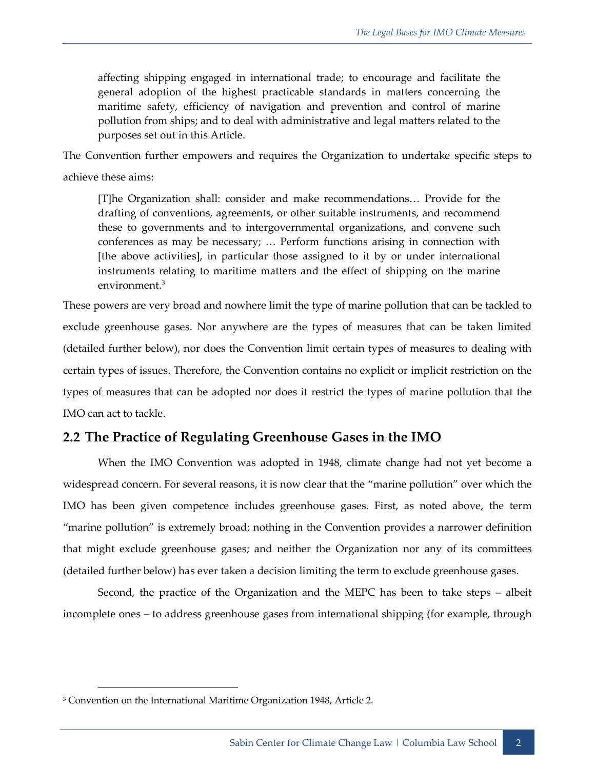> affecting shipping engaged in international trade; to encourage and facilitate the general adoption of the highest practicable standards in matters concerning the maritime safety, efficiency of navigation and prevention and control of marine pollution from ships; and to deal with administrative and legal matters related to the purposes set out in this Article.

The Convention further empowers and requires the Organization to undertake specific steps to achieve these aims:

> [T]he Organization shall: consider and make recommendations… Provide for the drafting of conventions, agreements, or other suitable instruments, and recommend these to governments and to intergovernmental organizations, and convene such conferences as may be necessary; … Perform functions arising in connection with [the above activities], in particular those assigned to it by or under international instruments relating to maritime matters and the effect of shipping on the marine environment.[3]

These powers are very broad and nowhere limit the type of marine pollution that can be tackled to exclude greenhouse gases. Nor anywhere are the types of measures that can be taken limited (detailed further below), nor does the Convention limit certain types of measures to dealing with certain types of issues. Therefore, the Convention contains no explicit or implicit restriction on the types of measures that can be adopted nor does it restrict the types of marine pollution that the IMO can act to tackle.

## 2.2 The Practice of Regulating Greenhouse Gases in the IMO

When the IMO Convention was adopted in 1948, climate change had not yet become a widespread concern. For several reasons, it is now clear that the "marine pollution" over which the IMO has been given competence includes greenhouse gases. First, as noted above, the term "marine pollution" is extremely broad; nothing in the Convention provides a narrower definition that might exclude greenhouse gases; and neither the Organization nor any of its committees (detailed further below) has ever taken a decision limiting the term to exclude greenhouse gases.

Second, the practice of the Organization and the MEPC has been to take steps – albeit incomplete ones – to address greenhouse gases from international shipping (for example, through

[3] Convention on the International Maritime Organization 1948, Article 2.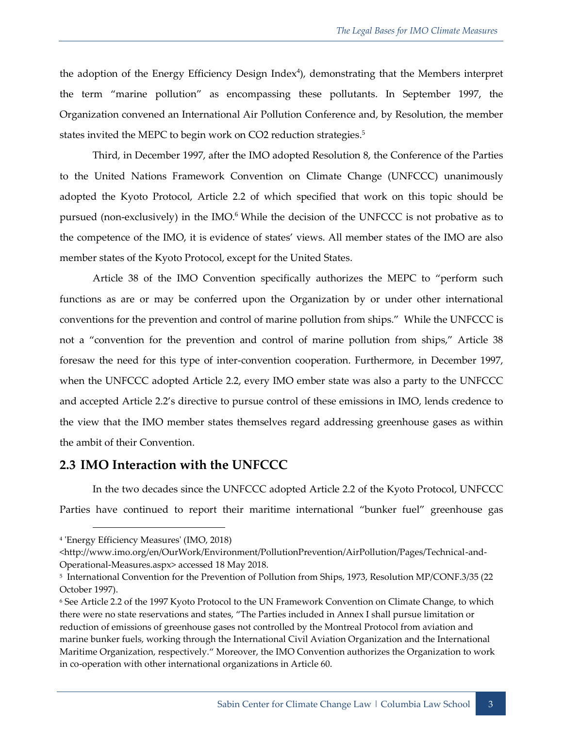the adoption of the Energy Efficiency Design Index[4]), demonstrating that the Members interpret the term "marine pollution" as encompassing these pollutants. In September 1997, the Organization convened an International Air Pollution Conference and, by Resolution, the member states invited the MEPC to begin work on CO2 reduction strategies.[5]

Third, in December 1997, after the IMO adopted Resolution 8, the Conference of the Parties to the United Nations Framework Convention on Climate Change (UNFCCC) unanimously adopted the Kyoto Protocol, Article 2.2 of which specified that work on this topic should be pursued (non-exclusively) in the IMO.[6] While the decision of the UNFCCC is not probative as to the competence of the IMO, it is evidence of states' views. All member states of the IMO are also member states of the Kyoto Protocol, except for the United States.

Article 38 of the IMO Convention specifically authorizes the MEPC to "perform such functions as are or may be conferred upon the Organization by or under other international conventions for the prevention and control of marine pollution from ships." While the UNFCCC is not a "convention for the prevention and control of marine pollution from ships," Article 38 foresaw the need for this type of inter-convention cooperation. Furthermore, in December 1997, when the UNFCCC adopted Article 2.2, every IMO ember state was also a party to the UNFCCC and accepted Article 2.2's directive to pursue control of these emissions in IMO, lends credence to the view that the IMO member states themselves regard addressing greenhouse gases as within the ambit of their Convention.

## 2.3 IMO Interaction with the UNFCCC

In the two decades since the UNFCCC adopted Article 2.2 of the Kyoto Protocol, UNFCCC Parties have continued to report their maritime international "bunker fuel" greenhouse gas

---

[4] 'Energy Efficiency Measures' (IMO, 2018) <http://www.imo.org/en/OurWork/Environment/PollutionPrevention/AirPollution/Pages/Technical-and-Operational-Measures.aspx> accessed 18 May 2018.

[5] International Convention for the Prevention of Pollution from Ships, 1973, Resolution MP/CONF.3/35 (22 October 1997).

[6] See Article 2.2 of the 1997 Kyoto Protocol to the UN Framework Convention on Climate Change, to which there were no state reservations and states, "The Parties included in Annex I shall pursue limitation or reduction of emissions of greenhouse gases not controlled by the Montreal Protocol from aviation and marine bunker fuels, working through the International Civil Aviation Organization and the International Maritime Organization, respectively." Moreover, the IMO Convention authorizes the Organization to work in co-operation with other international organizations in Article 60.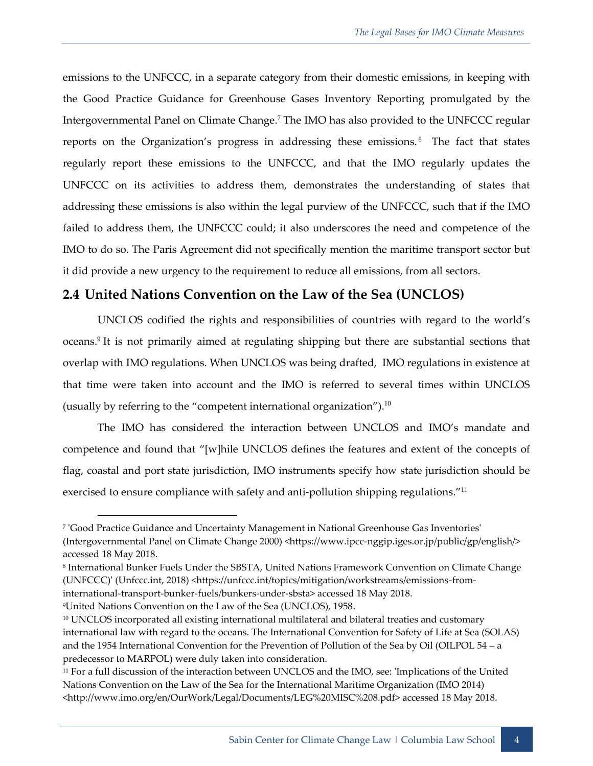emissions to the UNFCCC, in a separate category from their domestic emissions, in keeping with the Good Practice Guidance for Greenhouse Gases Inventory Reporting promulgated by the Intergovernmental Panel on Climate Change.[7] The IMO has also provided to the UNFCCC regular reports on the Organization's progress in addressing these emissions.[8] The fact that states regularly report these emissions to the UNFCCC, and that the IMO regularly updates the UNFCCC on its activities to address them, demonstrates the understanding of states that addressing these emissions is also within the legal purview of the UNFCCC, such that if the IMO failed to address them, the UNFCCC could; it also underscores the need and competence of the IMO to do so. The Paris Agreement did not specifically mention the maritime transport sector but it did provide a new urgency to the requirement to reduce all emissions, from all sectors.

## 2.4 United Nations Convention on the Law of the Sea (UNCLOS)

UNCLOS codified the rights and responsibilities of countries with regard to the world's oceans.[9] It is not primarily aimed at regulating shipping but there are substantial sections that overlap with IMO regulations. When UNCLOS was being drafted, IMO regulations in existence at that time were taken into account and the IMO is referred to several times within UNCLOS (usually by referring to the "competent international organization").[10]

The IMO has considered the interaction between UNCLOS and IMO's mandate and competence and found that "[w]hile UNCLOS defines the features and extent of the concepts of flag, coastal and port state jurisdiction, IMO instruments specify how state jurisdiction should be exercised to ensure compliance with safety and anti-pollution shipping regulations."[11]

---

[7] 'Good Practice Guidance and Uncertainty Management in National Greenhouse Gas Inventories' (Intergovernmental Panel on Climate Change 2000) <https://www.ipcc-nggip.iges.or.jp/public/gp/english/> accessed 18 May 2018.

[8] International Bunker Fuels Under the SBSTA, United Nations Framework Convention on Climate Change (UNFCCC)' (Unfccc.int, 2018) <https://unfccc.int/topics/mitigation/workstreams/emissions-from-international-transport-bunker-fuels/bunkers-under-sbsta> accessed 18 May 2018.

[9] United Nations Convention on the Law of the Sea (UNCLOS), 1958.

[10] UNCLOS incorporated all existing international multilateral and bilateral treaties and customary international law with regard to the oceans. The International Convention for Safety of Life at Sea (SOLAS) and the 1954 International Convention for the Prevention of Pollution of the Sea by Oil (OILPOL 54 – a predecessor to MARPOL) were duly taken into consideration.

[11] For a full discussion of the interaction between UNCLOS and the IMO, see: 'Implications of the United Nations Convention on the Law of the Sea for the International Maritime Organization (IMO 2014) <http://www.imo.org/en/OurWork/Legal/Documents/LEG%20MISC%208.pdf> accessed 18 May 2018.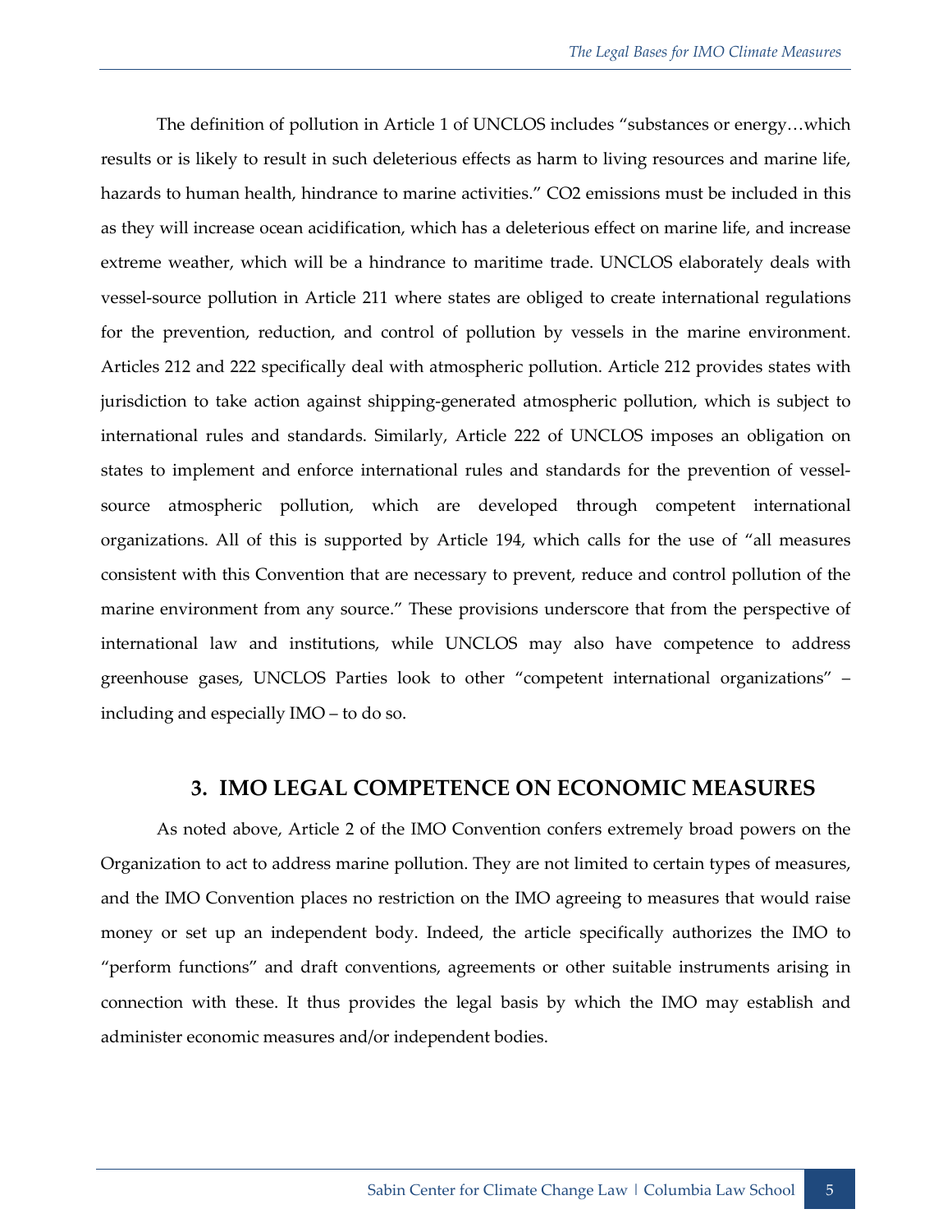The definition of pollution in Article 1 of UNCLOS includes "substances or energy…which results or is likely to result in such deleterious effects as harm to living resources and marine life, hazards to human health, hindrance to marine activities." $CO_2$ emissions must be included in this as they will increase ocean acidification, which has a deleterious effect on marine life, and increase extreme weather, which will be a hindrance to maritime trade. UNCLOS elaborately deals with vessel-source pollution in Article 211 where states are obliged to create international regulations for the prevention, reduction, and control of pollution by vessels in the marine environment. Articles 212 and 222 specifically deal with atmospheric pollution. Article 212 provides states with jurisdiction to take action against shipping-generated atmospheric pollution, which is subject to international rules and standards. Similarly, Article 222 of UNCLOS imposes an obligation on states to implement and enforce international rules and standards for the prevention of vessel-source atmospheric pollution, which are developed through competent international organizations. All of this is supported by Article 194, which calls for the use of "all measures consistent with this Convention that are necessary to prevent, reduce and control pollution of the marine environment from any source." These provisions underscore that from the perspective of international law and institutions, while UNCLOS may also have competence to address greenhouse gases, UNCLOS Parties look to other "competent international organizations" – including and especially IMO – to do so.

## 3. IMO LEGAL COMPETENCE ON ECONOMIC MEASURES

As noted above, Article 2 of the IMO Convention confers extremely broad powers on the Organization to act to address marine pollution. They are not limited to certain types of measures, and the IMO Convention places no restriction on the IMO agreeing to measures that would raise money or set up an independent body. Indeed, the article specifically authorizes the IMO to "perform functions" and draft conventions, agreements or other suitable instruments arising in connection with these. It thus provides the legal basis by which the IMO may establish and administer economic measures and/or independent bodies.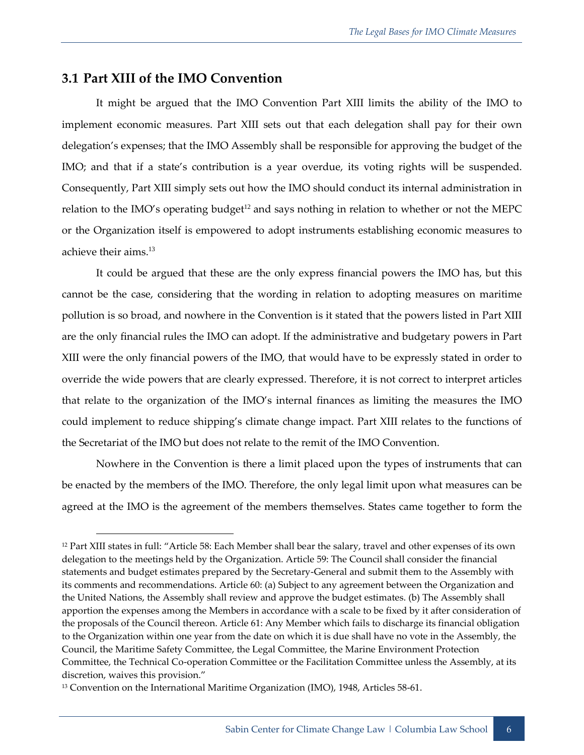## 3.1 Part XIII of the IMO Convention

It might be argued that the IMO Convention Part XIII limits the ability of the IMO to implement economic measures. Part XIII sets out that each delegation shall pay for their own delegation's expenses; that the IMO Assembly shall be responsible for approving the budget of the IMO; and that if a state's contribution is a year overdue, its voting rights will be suspended. Consequently, Part XIII simply sets out how the IMO should conduct its internal administration in relation to the IMO's operating budget[12] and says nothing in relation to whether or not the MEPC or the Organization itself is empowered to adopt instruments establishing economic measures to achieve their aims.[13]

It could be argued that these are the only express financial powers the IMO has, but this cannot be the case, considering that the wording in relation to adopting measures on maritime pollution is so broad, and nowhere in the Convention is it stated that the powers listed in Part XIII are the only financial rules the IMO can adopt. If the administrative and budgetary powers in Part XIII were the only financial powers of the IMO, that would have to be expressly stated in order to override the wide powers that are clearly expressed. Therefore, it is not correct to interpret articles that relate to the organization of the IMO's internal finances as limiting the measures the IMO could implement to reduce shipping's climate change impact. Part XIII relates to the functions of the Secretariat of the IMO but does not relate to the remit of the IMO Convention.

Nowhere in the Convention is there a limit placed upon the types of instruments that can be enacted by the members of the IMO. Therefore, the only legal limit upon what measures can be agreed at the IMO is the agreement of the members themselves. States came together to form the

---

[12] Part XIII states in full: "Article 58: Each Member shall bear the salary, travel and other expenses of its own delegation to the meetings held by the Organization. Article 59: The Council shall consider the financial statements and budget estimates prepared by the Secretary-General and submit them to the Assembly with its comments and recommendations. Article 60: (a) Subject to any agreement between the Organization and the United Nations, the Assembly shall review and approve the budget estimates. (b) The Assembly shall apportion the expenses among the Members in accordance with a scale to be fixed by it after consideration of the proposals of the Council thereon. Article 61: Any Member which fails to discharge its financial obligation to the Organization within one year from the date on which it is due shall have no vote in the Assembly, the Council, the Maritime Safety Committee, the Legal Committee, the Marine Environment Protection Committee, the Technical Co-operation Committee or the Facilitation Committee unless the Assembly, at its discretion, waives this provision."

[13] Convention on the International Maritime Organization (IMO), 1948, Articles 58-61.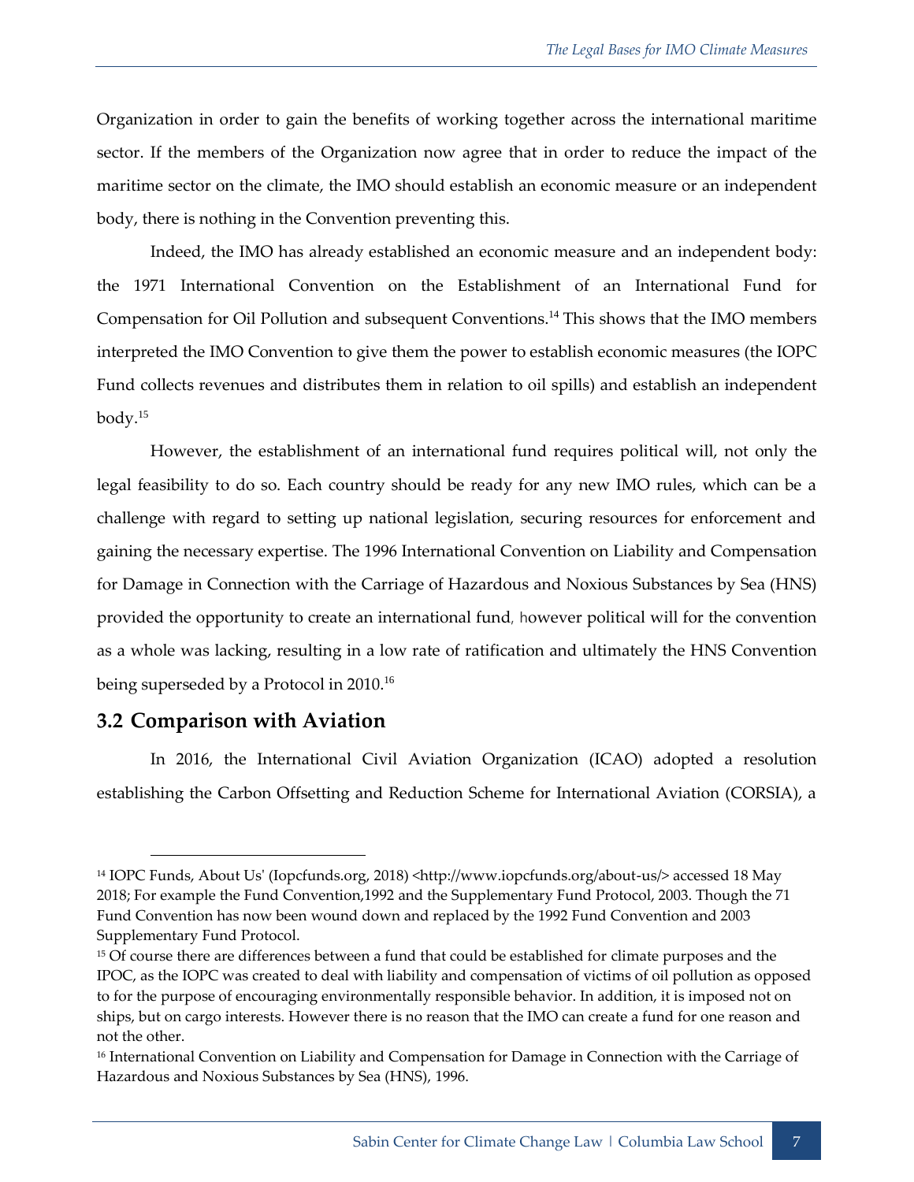Organization in order to gain the benefits of working together across the international maritime sector. If the members of the Organization now agree that in order to reduce the impact of the maritime sector on the climate, the IMO should establish an economic measure or an independent body, there is nothing in the Convention preventing this.

Indeed, the IMO has already established an economic measure and an independent body: the 1971 International Convention on the Establishment of an International Fund for Compensation for Oil Pollution and subsequent Conventions.[14] This shows that the IMO members interpreted the IMO Convention to give them the power to establish economic measures (the IOPC Fund collects revenues and distributes them in relation to oil spills) and establish an independent body.[15]

However, the establishment of an international fund requires political will, not only the legal feasibility to do so. Each country should be ready for any new IMO rules, which can be a challenge with regard to setting up national legislation, securing resources for enforcement and gaining the necessary expertise. The 1996 International Convention on Liability and Compensation for Damage in Connection with the Carriage of Hazardous and Noxious Substances by Sea (HNS) provided the opportunity to create an international fund, however political will for the convention as a whole was lacking, resulting in a low rate of ratification and ultimately the HNS Convention being superseded by a Protocol in 2010.[16]

## 3.2 Comparison with Aviation

In 2016, the International Civil Aviation Organization (ICAO) adopted a resolution establishing the Carbon Offsetting and Reduction Scheme for International Aviation (CORSIA), a

---

[14] IOPC Funds, About Us' (Iopcfunds.org, 2018) <http://www.iopcfunds.org/about-us/> accessed 18 May 2018; For example the Fund Convention,1992 and the Supplementary Fund Protocol, 2003. Though the 71 Fund Convention has now been wound down and replaced by the 1992 Fund Convention and 2003 Supplementary Fund Protocol.

[15] Of course there are differences between a fund that could be established for climate purposes and the IPOC, as the IOPC was created to deal with liability and compensation of victims of oil pollution as opposed to for the purpose of encouraging environmentally responsible behavior. In addition, it is imposed not on ships, but on cargo interests. However there is no reason that the IMO can create a fund for one reason and not the other.

[16] International Convention on Liability and Compensation for Damage in Connection with the Carriage of Hazardous and Noxious Substances by Sea (HNS), 1996.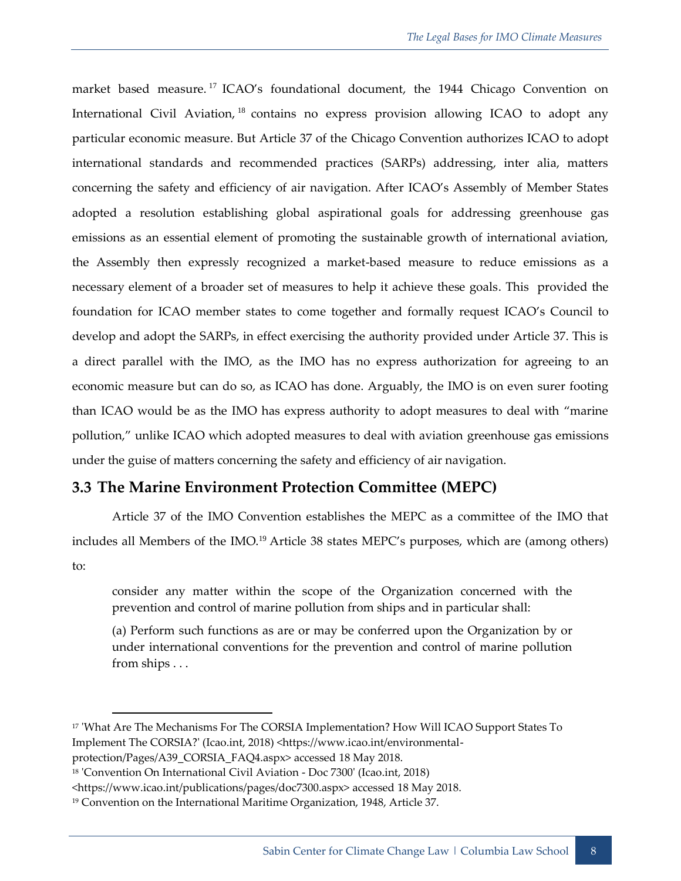market based measure.[17] ICAO's foundational document, the 1944 Chicago Convention on International Civil Aviation,[18] contains no express provision allowing ICAO to adopt any particular economic measure. But Article 37 of the Chicago Convention authorizes ICAO to adopt international standards and recommended practices (SARPs) addressing, inter alia, matters concerning the safety and efficiency of air navigation. After ICAO's Assembly of Member States adopted a resolution establishing global aspirational goals for addressing greenhouse gas emissions as an essential element of promoting the sustainable growth of international aviation, the Assembly then expressly recognized a market-based measure to reduce emissions as a necessary element of a broader set of measures to help it achieve these goals. This provided the foundation for ICAO member states to come together and formally request ICAO's Council to develop and adopt the SARPs, in effect exercising the authority provided under Article 37. This is a direct parallel with the IMO, as the IMO has no express authorization for agreeing to an economic measure but can do so, as ICAO has done. Arguably, the IMO is on even surer footing than ICAO would be as the IMO has express authority to adopt measures to deal with "marine pollution," unlike ICAO which adopted measures to deal with aviation greenhouse gas emissions under the guise of matters concerning the safety and efficiency of air navigation.

## 3.3 The Marine Environment Protection Committee (MEPC)

Article 37 of the IMO Convention establishes the MEPC as a committee of the IMO that includes all Members of the IMO.[19] Article 38 states MEPC's purposes, which are (among others) to:

> consider any matter within the scope of the Organization concerned with the prevention and control of marine pollution from ships and in particular shall:
>
> (a) Perform such functions as are or may be conferred upon the Organization by or under international conventions for the prevention and control of marine pollution from ships . . .

---

[17] 'What Are The Mechanisms For The CORSIA Implementation? How Will ICAO Support States To Implement The CORSIA?' (Icao.int, 2018) <https://www.icao.int/environmental-protection/Pages/A39_CORSIA_FAQ4.aspx> accessed 18 May 2018.

[18] 'Convention On International Civil Aviation - Doc 7300' (Icao.int, 2018) <https://www.icao.int/publications/pages/doc7300.aspx> accessed 18 May 2018.

[19] Convention on the International Maritime Organization, 1948, Article 37.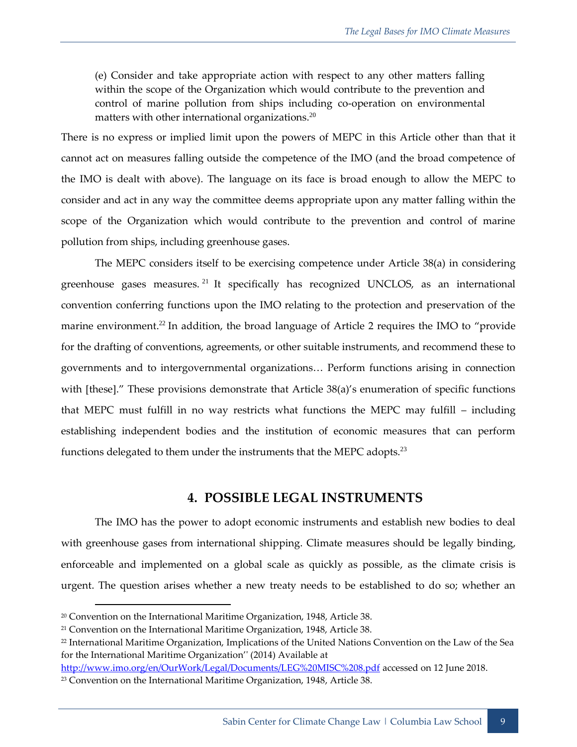> (e) Consider and take appropriate action with respect to any other matters falling within the scope of the Organization which would contribute to the prevention and control of marine pollution from ships including co-operation on environmental matters with other international organizations.[20]

There is no express or implied limit upon the powers of MEPC in this Article other than that it cannot act on measures falling outside the competence of the IMO (and the broad competence of the IMO is dealt with above). The language on its face is broad enough to allow the MEPC to consider and act in any way the committee deems appropriate upon any matter falling within the scope of the Organization which would contribute to the prevention and control of marine pollution from ships, including greenhouse gases.

The MEPC considers itself to be exercising competence under Article 38(a) in considering greenhouse gases measures.[21] It specifically has recognized UNCLOS, as an international convention conferring functions upon the IMO relating to the protection and preservation of the marine environment.[22] In addition, the broad language of Article 2 requires the IMO to "provide for the drafting of conventions, agreements, or other suitable instruments, and recommend these to governments and to intergovernmental organizations… Perform functions arising in connection with [these]." These provisions demonstrate that Article 38(a)'s enumeration of specific functions that MEPC must fulfill in no way restricts what functions the MEPC may fulfill – including establishing independent bodies and the institution of economic measures that can perform functions delegated to them under the instruments that the MEPC adopts.[23]

## 4. POSSIBLE LEGAL INSTRUMENTS

The IMO has the power to adopt economic instruments and establish new bodies to deal with greenhouse gases from international shipping. Climate measures should be legally binding, enforceable and implemented on a global scale as quickly as possible, as the climate crisis is urgent. The question arises whether a new treaty needs to be established to do so; whether an

---

[20] Convention on the International Maritime Organization, 1948, Article 38.

[21] Convention on the International Maritime Organization, 1948, Article 38.

[22] International Maritime Organization, Implications of the United Nations Convention on the Law of the Sea for the International Maritime Organization'' (2014) Available at http://www.imo.org/en/OurWork/Legal/Documents/LEG%20MISC%208.pdf accessed on 12 June 2018.

[23] Convention on the International Maritime Organization, 1948, Article 38.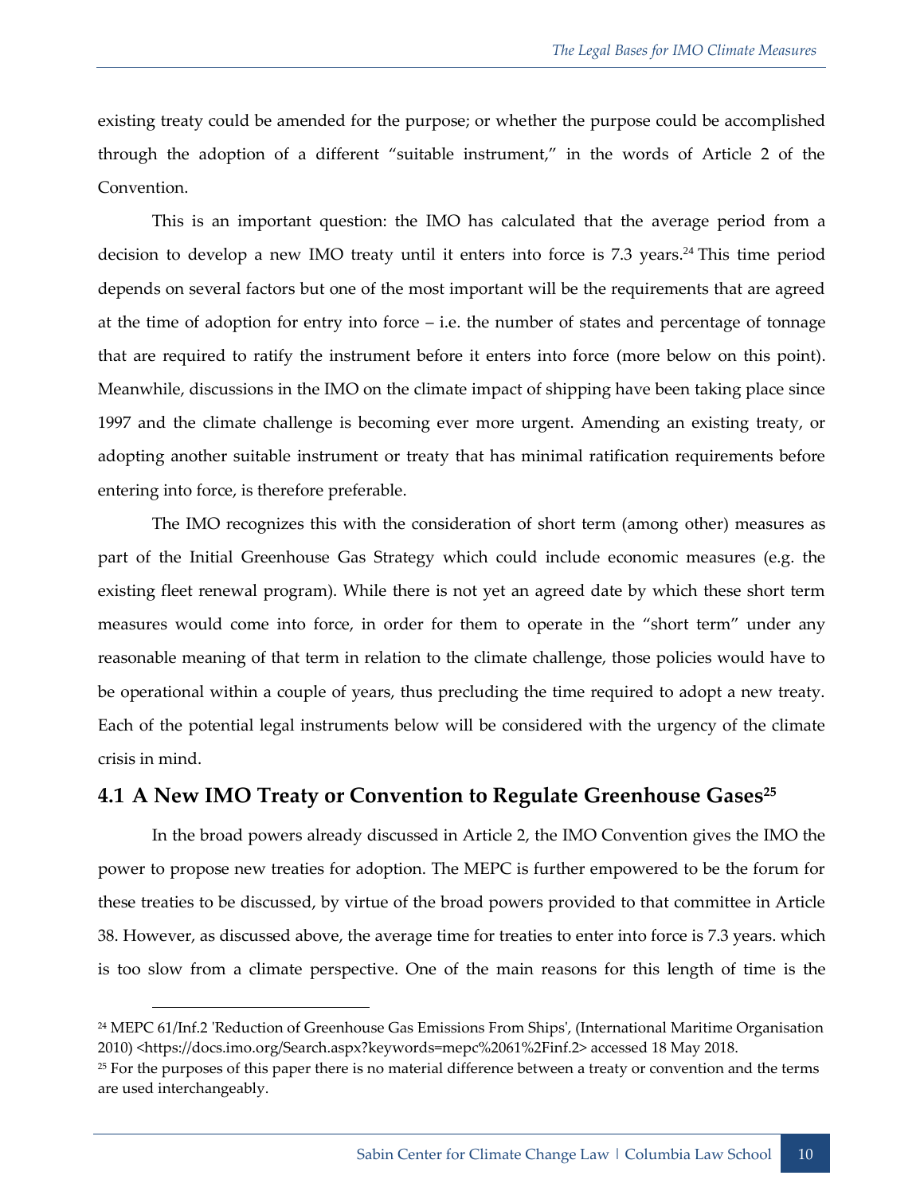existing treaty could be amended for the purpose; or whether the purpose could be accomplished through the adoption of a different "suitable instrument," in the words of Article 2 of the Convention.

This is an important question: the IMO has calculated that the average period from a decision to develop a new IMO treaty until it enters into force is 7.3 years.[24] This time period depends on several factors but one of the most important will be the requirements that are agreed at the time of adoption for entry into force – i.e. the number of states and percentage of tonnage that are required to ratify the instrument before it enters into force (more below on this point). Meanwhile, discussions in the IMO on the climate impact of shipping have been taking place since 1997 and the climate challenge is becoming ever more urgent. Amending an existing treaty, or adopting another suitable instrument or treaty that has minimal ratification requirements before entering into force, is therefore preferable.

The IMO recognizes this with the consideration of short term (among other) measures as part of the Initial Greenhouse Gas Strategy which could include economic measures (e.g. the existing fleet renewal program). While there is not yet an agreed date by which these short term measures would come into force, in order for them to operate in the "short term" under any reasonable meaning of that term in relation to the climate challenge, those policies would have to be operational within a couple of years, thus precluding the time required to adopt a new treaty. Each of the potential legal instruments below will be considered with the urgency of the climate crisis in mind.

## 4.1 A New IMO Treaty or Convention to Regulate Greenhouse Gases[25]

In the broad powers already discussed in Article 2, the IMO Convention gives the IMO the power to propose new treaties for adoption. The MEPC is further empowered to be the forum for these treaties to be discussed, by virtue of the broad powers provided to that committee in Article 38. However, as discussed above, the average time for treaties to enter into force is 7.3 years. which is too slow from a climate perspective. One of the main reasons for this length of time is the

[24] MEPC 61/Inf.2 'Reduction of Greenhouse Gas Emissions From Ships', (International Maritime Organisation 2010) <https://docs.imo.org/Search.aspx?keywords=mepc%2061%2Finf.2> accessed 18 May 2018.

[25] For the purposes of this paper there is no material difference between a treaty or convention and the terms are used interchangeably.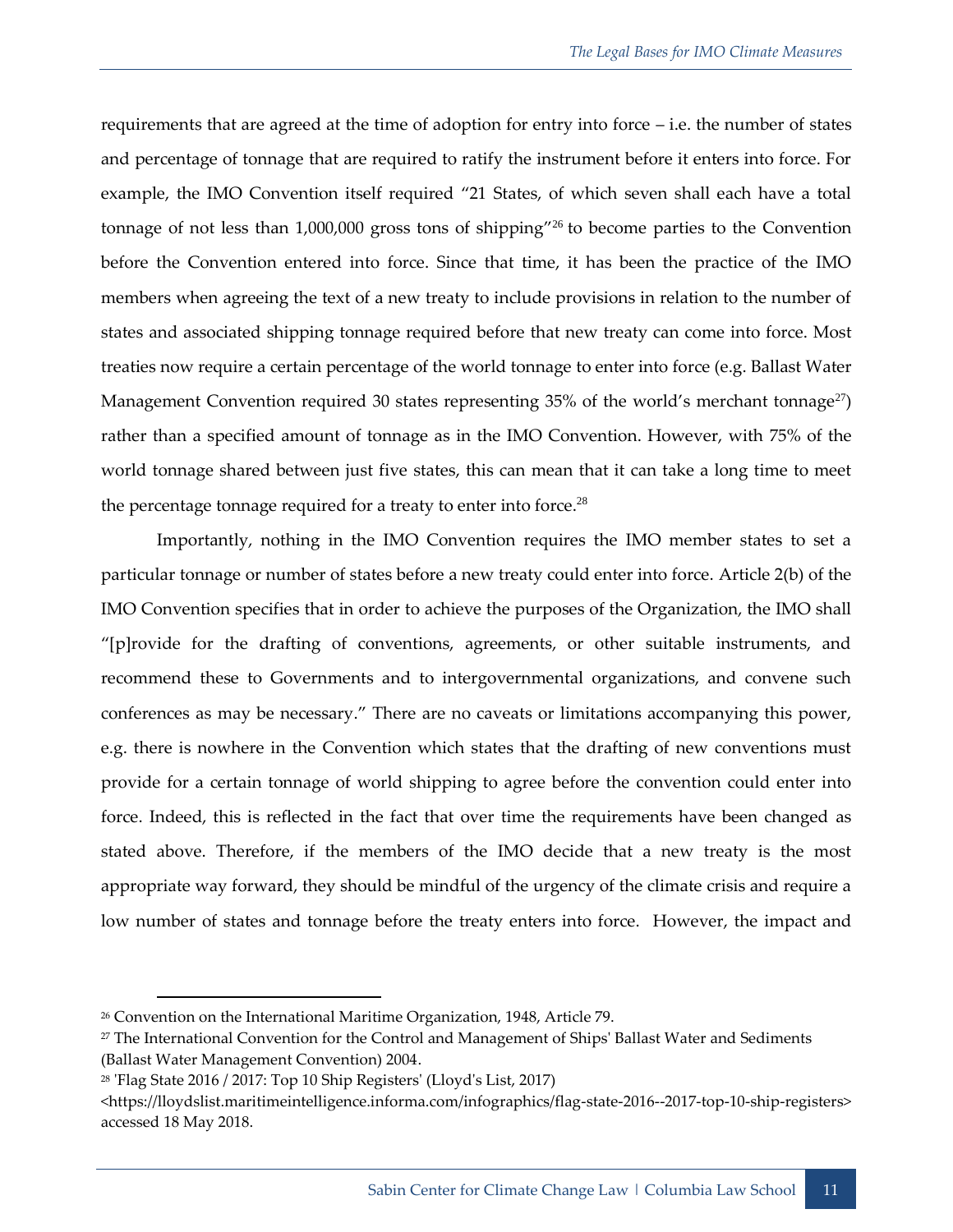requirements that are agreed at the time of adoption for entry into force – i.e. the number of states and percentage of tonnage that are required to ratify the instrument before it enters into force. For example, the IMO Convention itself required "21 States, of which seven shall each have a total tonnage of not less than 1,000,000 gross tons of shipping"[26] to become parties to the Convention before the Convention entered into force. Since that time, it has been the practice of the IMO members when agreeing the text of a new treaty to include provisions in relation to the number of states and associated shipping tonnage required before that new treaty can come into force. Most treaties now require a certain percentage of the world tonnage to enter into force (e.g. Ballast Water Management Convention required 30 states representing 35% of the world's merchant tonnage[27]) rather than a specified amount of tonnage as in the IMO Convention. However, with 75% of the world tonnage shared between just five states, this can mean that it can take a long time to meet the percentage tonnage required for a treaty to enter into force.[28]

Importantly, nothing in the IMO Convention requires the IMO member states to set a particular tonnage or number of states before a new treaty could enter into force. Article 2(b) of the IMO Convention specifies that in order to achieve the purposes of the Organization, the IMO shall "[p]rovide for the drafting of conventions, agreements, or other suitable instruments, and recommend these to Governments and to intergovernmental organizations, and convene such conferences as may be necessary." There are no caveats or limitations accompanying this power, e.g. there is nowhere in the Convention which states that the drafting of new conventions must provide for a certain tonnage of world shipping to agree before the convention could enter into force. Indeed, this is reflected in the fact that over time the requirements have been changed as stated above. Therefore, if the members of the IMO decide that a new treaty is the most appropriate way forward, they should be mindful of the urgency of the climate crisis and require a low number of states and tonnage before the treaty enters into force. However, the impact and

---

[26] Convention on the International Maritime Organization, 1948, Article 79.

[27] The International Convention for the Control and Management of Ships' Ballast Water and Sediments (Ballast Water Management Convention) 2004.

[28] 'Flag State 2016 / 2017: Top 10 Ship Registers' (Lloyd's List, 2017) <https://lloydslist.maritimeintelligence.informa.com/infographics/flag-state-2016--2017-top-10-ship-registers> accessed 18 May 2018.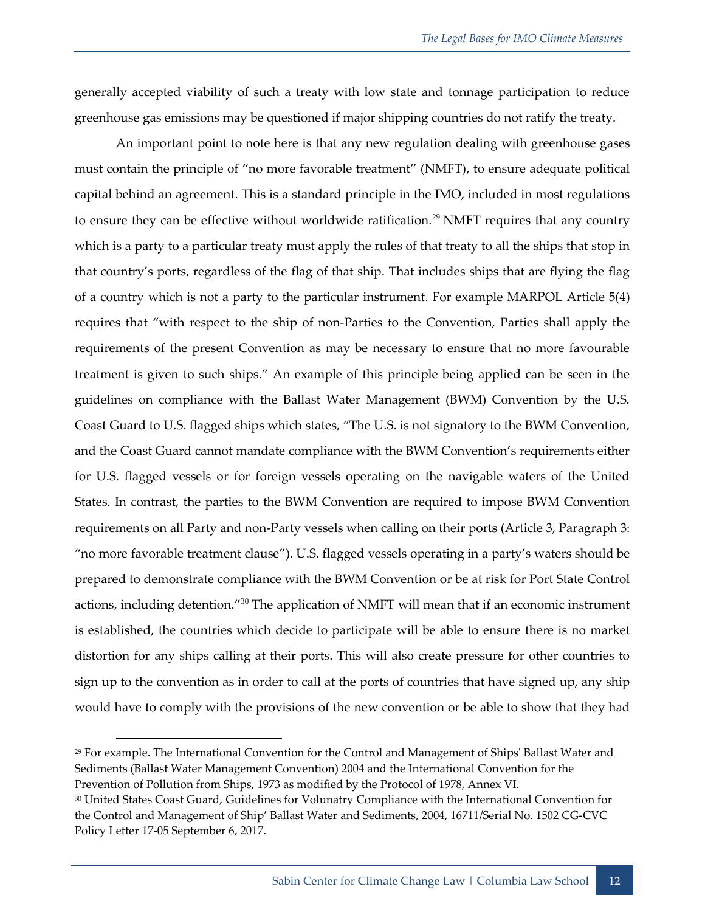generally accepted viability of such a treaty with low state and tonnage participation to reduce greenhouse gas emissions may be questioned if major shipping countries do not ratify the treaty.

An important point to note here is that any new regulation dealing with greenhouse gases must contain the principle of "no more favorable treatment" (NMFT), to ensure adequate political capital behind an agreement. This is a standard principle in the IMO, included in most regulations to ensure they can be effective without worldwide ratification.[29] NMFT requires that any country which is a party to a particular treaty must apply the rules of that treaty to all the ships that stop in that country's ports, regardless of the flag of that ship. That includes ships that are flying the flag of a country which is not a party to the particular instrument. For example MARPOL Article 5(4) requires that "with respect to the ship of non-Parties to the Convention, Parties shall apply the requirements of the present Convention as may be necessary to ensure that no more favourable treatment is given to such ships." An example of this principle being applied can be seen in the guidelines on compliance with the Ballast Water Management (BWM) Convention by the U.S. Coast Guard to U.S. flagged ships which states, "The U.S. is not signatory to the BWM Convention, and the Coast Guard cannot mandate compliance with the BWM Convention's requirements either for U.S. flagged vessels or for foreign vessels operating on the navigable waters of the United States. In contrast, the parties to the BWM Convention are required to impose BWM Convention requirements on all Party and non-Party vessels when calling on their ports (Article 3, Paragraph 3: "no more favorable treatment clause"). U.S. flagged vessels operating in a party's waters should be prepared to demonstrate compliance with the BWM Convention or be at risk for Port State Control actions, including detention."[30] The application of NMFT will mean that if an economic instrument is established, the countries which decide to participate will be able to ensure there is no market distortion for any ships calling at their ports. This will also create pressure for other countries to sign up to the convention as in order to call at the ports of countries that have signed up, any ship would have to comply with the provisions of the new convention or be able to show that they had

---

[29] For example. The International Convention for the Control and Management of Ships' Ballast Water and Sediments (Ballast Water Management Convention) 2004 and the International Convention for the Prevention of Pollution from Ships, 1973 as modified by the Protocol of 1978, Annex VI.

[30] United States Coast Guard, Guidelines for Volunatry Compliance with the International Convention for the Control and Management of Ship' Ballast Water and Sediments, 2004, 16711/Serial No. 1502 CG-CVC Policy Letter 17-05 September 6, 2017.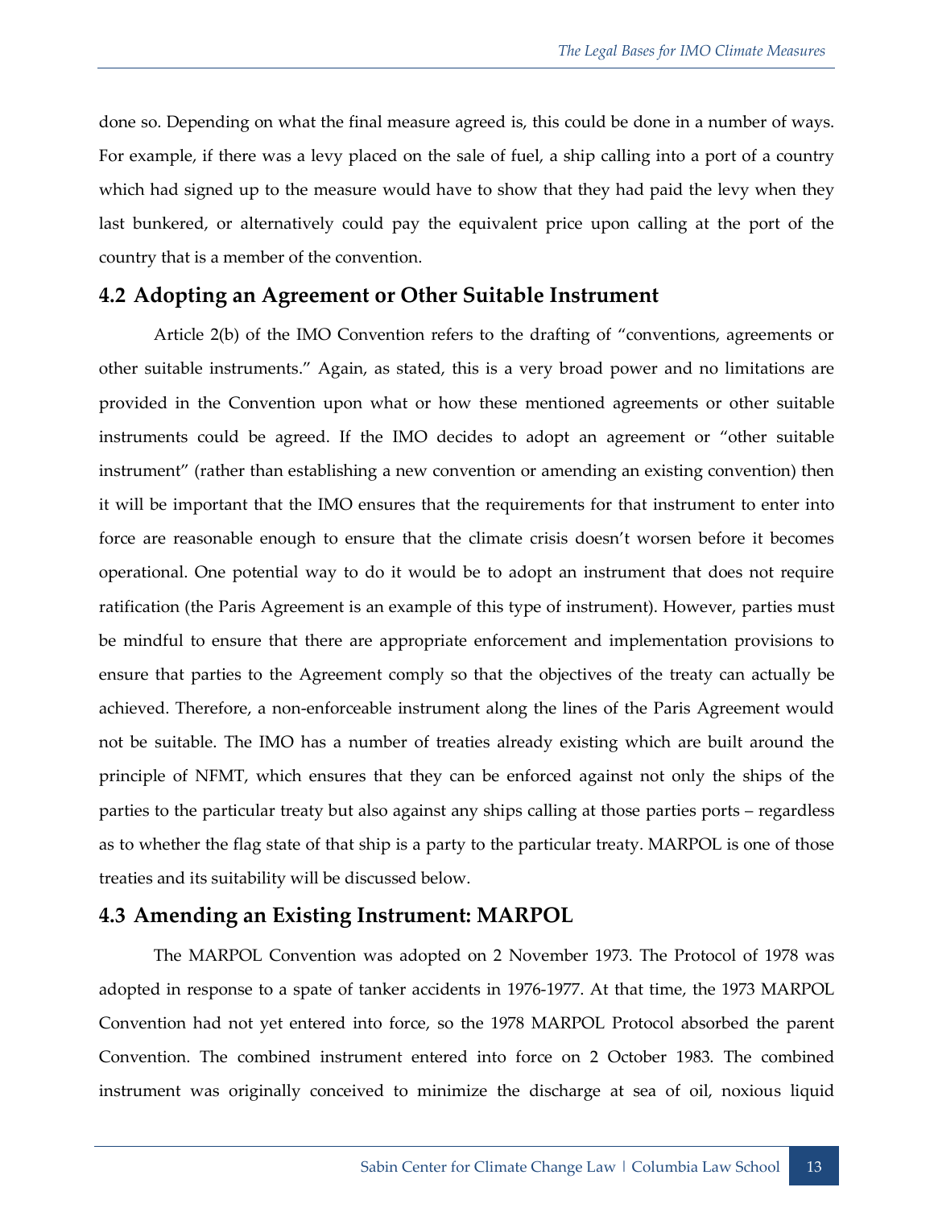done so. Depending on what the final measure agreed is, this could be done in a number of ways. For example, if there was a levy placed on the sale of fuel, a ship calling into a port of a country which had signed up to the measure would have to show that they had paid the levy when they last bunkered, or alternatively could pay the equivalent price upon calling at the port of the country that is a member of the convention.

## 4.2 Adopting an Agreement or Other Suitable Instrument

Article 2(b) of the IMO Convention refers to the drafting of "conventions, agreements or other suitable instruments." Again, as stated, this is a very broad power and no limitations are provided in the Convention upon what or how these mentioned agreements or other suitable instruments could be agreed. If the IMO decides to adopt an agreement or "other suitable instrument" (rather than establishing a new convention or amending an existing convention) then it will be important that the IMO ensures that the requirements for that instrument to enter into force are reasonable enough to ensure that the climate crisis doesn't worsen before it becomes operational. One potential way to do it would be to adopt an instrument that does not require ratification (the Paris Agreement is an example of this type of instrument). However, parties must be mindful to ensure that there are appropriate enforcement and implementation provisions to ensure that parties to the Agreement comply so that the objectives of the treaty can actually be achieved. Therefore, a non-enforceable instrument along the lines of the Paris Agreement would not be suitable. The IMO has a number of treaties already existing which are built around the principle of NFMT, which ensures that they can be enforced against not only the ships of the parties to the particular treaty but also against any ships calling at those parties ports – regardless as to whether the flag state of that ship is a party to the particular treaty. MARPOL is one of those treaties and its suitability will be discussed below.

## 4.3 Amending an Existing Instrument: MARPOL

The MARPOL Convention was adopted on 2 November 1973. The Protocol of 1978 was adopted in response to a spate of tanker accidents in 1976-1977. At that time, the 1973 MARPOL Convention had not yet entered into force, so the 1978 MARPOL Protocol absorbed the parent Convention. The combined instrument entered into force on 2 October 1983. The combined instrument was originally conceived to minimize the discharge at sea of oil, noxious liquid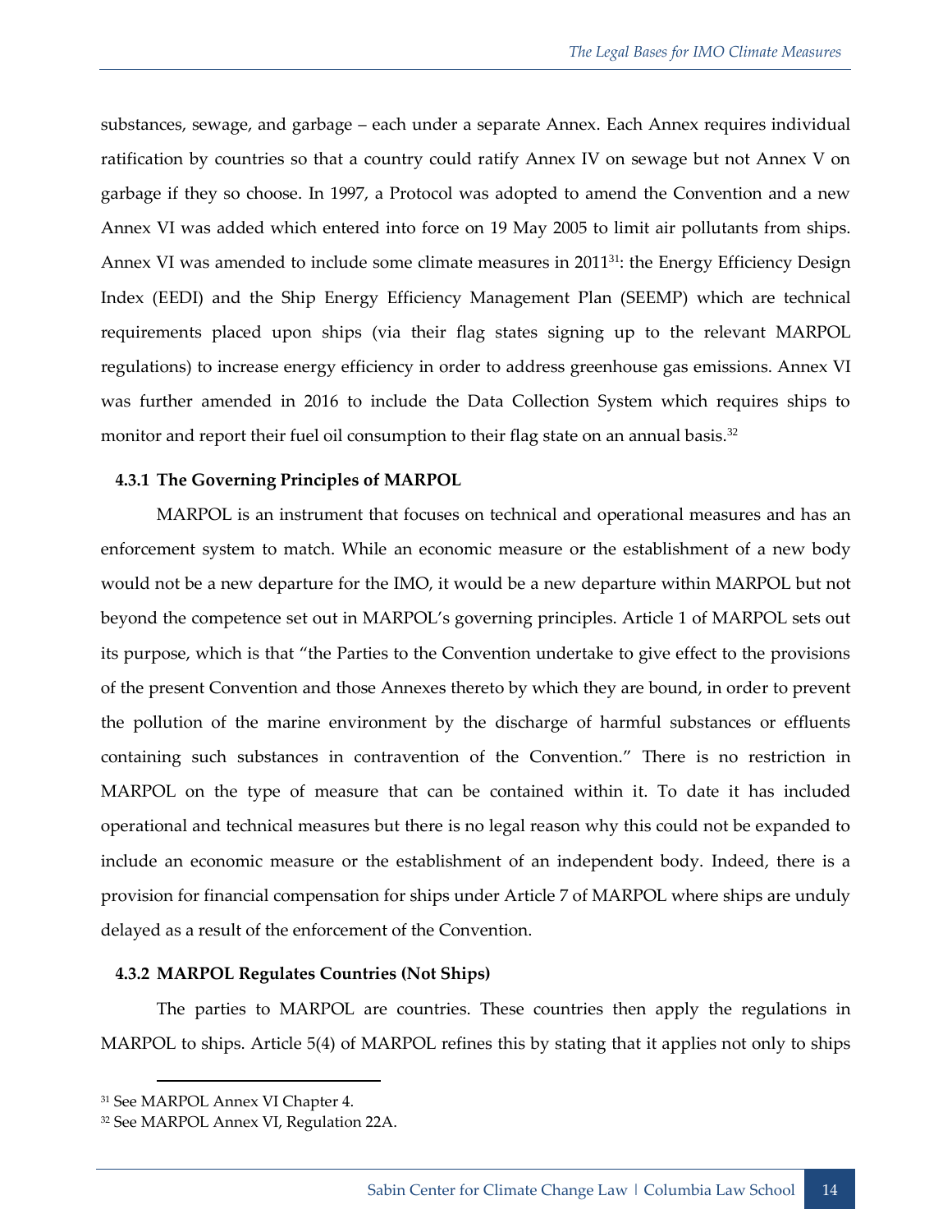substances, sewage, and garbage – each under a separate Annex. Each Annex requires individual ratification by countries so that a country could ratify Annex IV on sewage but not Annex V on garbage if they so choose. In 1997, a Protocol was adopted to amend the Convention and a new Annex VI was added which entered into force on 19 May 2005 to limit air pollutants from ships. Annex VI was amended to include some climate measures in 2011[31]: the Energy Efficiency Design Index (EEDI) and the Ship Energy Efficiency Management Plan (SEEMP) which are technical requirements placed upon ships (via their flag states signing up to the relevant MARPOL regulations) to increase energy efficiency in order to address greenhouse gas emissions. Annex VI was further amended in 2016 to include the Data Collection System which requires ships to monitor and report their fuel oil consumption to their flag state on an annual basis.[32]

### 4.3.1 The Governing Principles of MARPOL

MARPOL is an instrument that focuses on technical and operational measures and has an enforcement system to match. While an economic measure or the establishment of a new body would not be a new departure for the IMO, it would be a new departure within MARPOL but not beyond the competence set out in MARPOL's governing principles. Article 1 of MARPOL sets out its purpose, which is that "the Parties to the Convention undertake to give effect to the provisions of the present Convention and those Annexes thereto by which they are bound, in order to prevent the pollution of the marine environment by the discharge of harmful substances or effluents containing such substances in contravention of the Convention." There is no restriction in MARPOL on the type of measure that can be contained within it. To date it has included operational and technical measures but there is no legal reason why this could not be expanded to include an economic measure or the establishment of an independent body. Indeed, there is a provision for financial compensation for ships under Article 7 of MARPOL where ships are unduly delayed as a result of the enforcement of the Convention.

### 4.3.2 MARPOL Regulates Countries (Not Ships)

The parties to MARPOL are countries. These countries then apply the regulations in MARPOL to ships. Article 5(4) of MARPOL refines this by stating that it applies not only to ships

---

[31] See MARPOL Annex VI Chapter 4.

[32] See MARPOL Annex VI, Regulation 22A.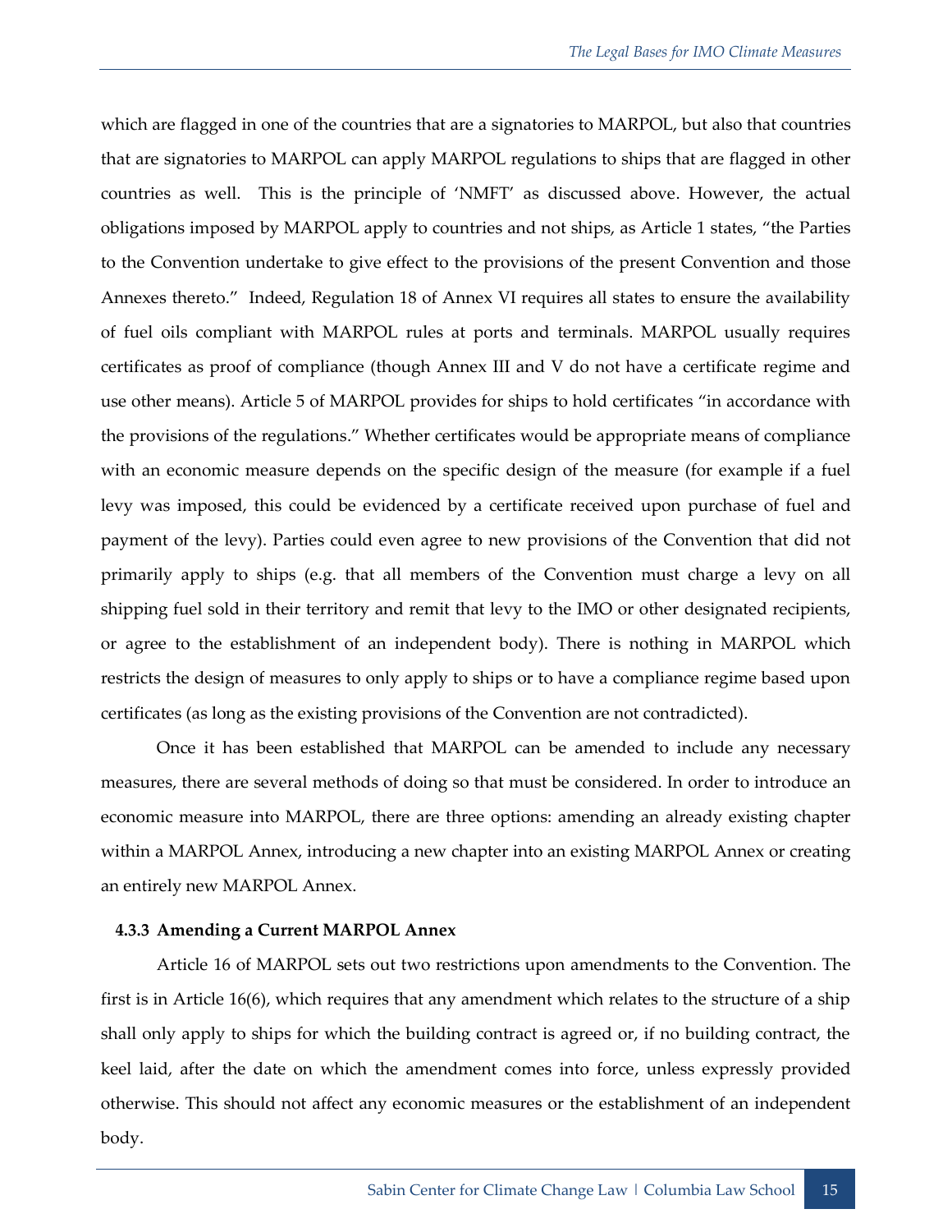which are flagged in one of the countries that are a signatories to MARPOL, but also that countries that are signatories to MARPOL can apply MARPOL regulations to ships that are flagged in other countries as well. This is the principle of 'NMFT' as discussed above. However, the actual obligations imposed by MARPOL apply to countries and not ships, as Article 1 states, "the Parties to the Convention undertake to give effect to the provisions of the present Convention and those Annexes thereto." Indeed, Regulation 18 of Annex VI requires all states to ensure the availability of fuel oils compliant with MARPOL rules at ports and terminals. MARPOL usually requires certificates as proof of compliance (though Annex III and V do not have a certificate regime and use other means). Article 5 of MARPOL provides for ships to hold certificates "in accordance with the provisions of the regulations." Whether certificates would be appropriate means of compliance with an economic measure depends on the specific design of the measure (for example if a fuel levy was imposed, this could be evidenced by a certificate received upon purchase of fuel and payment of the levy). Parties could even agree to new provisions of the Convention that did not primarily apply to ships (e.g. that all members of the Convention must charge a levy on all shipping fuel sold in their territory and remit that levy to the IMO or other designated recipients, or agree to the establishment of an independent body). There is nothing in MARPOL which restricts the design of measures to only apply to ships or to have a compliance regime based upon certificates (as long as the existing provisions of the Convention are not contradicted).

Once it has been established that MARPOL can be amended to include any necessary measures, there are several methods of doing so that must be considered. In order to introduce an economic measure into MARPOL, there are three options: amending an already existing chapter within a MARPOL Annex, introducing a new chapter into an existing MARPOL Annex or creating an entirely new MARPOL Annex.

#### 4.3.3 Amending a Current MARPOL Annex

Article 16 of MARPOL sets out two restrictions upon amendments to the Convention. The first is in Article 16(6), which requires that any amendment which relates to the structure of a ship shall only apply to ships for which the building contract is agreed or, if no building contract, the keel laid, after the date on which the amendment comes into force, unless expressly provided otherwise. This should not affect any economic measures or the establishment of an independent body.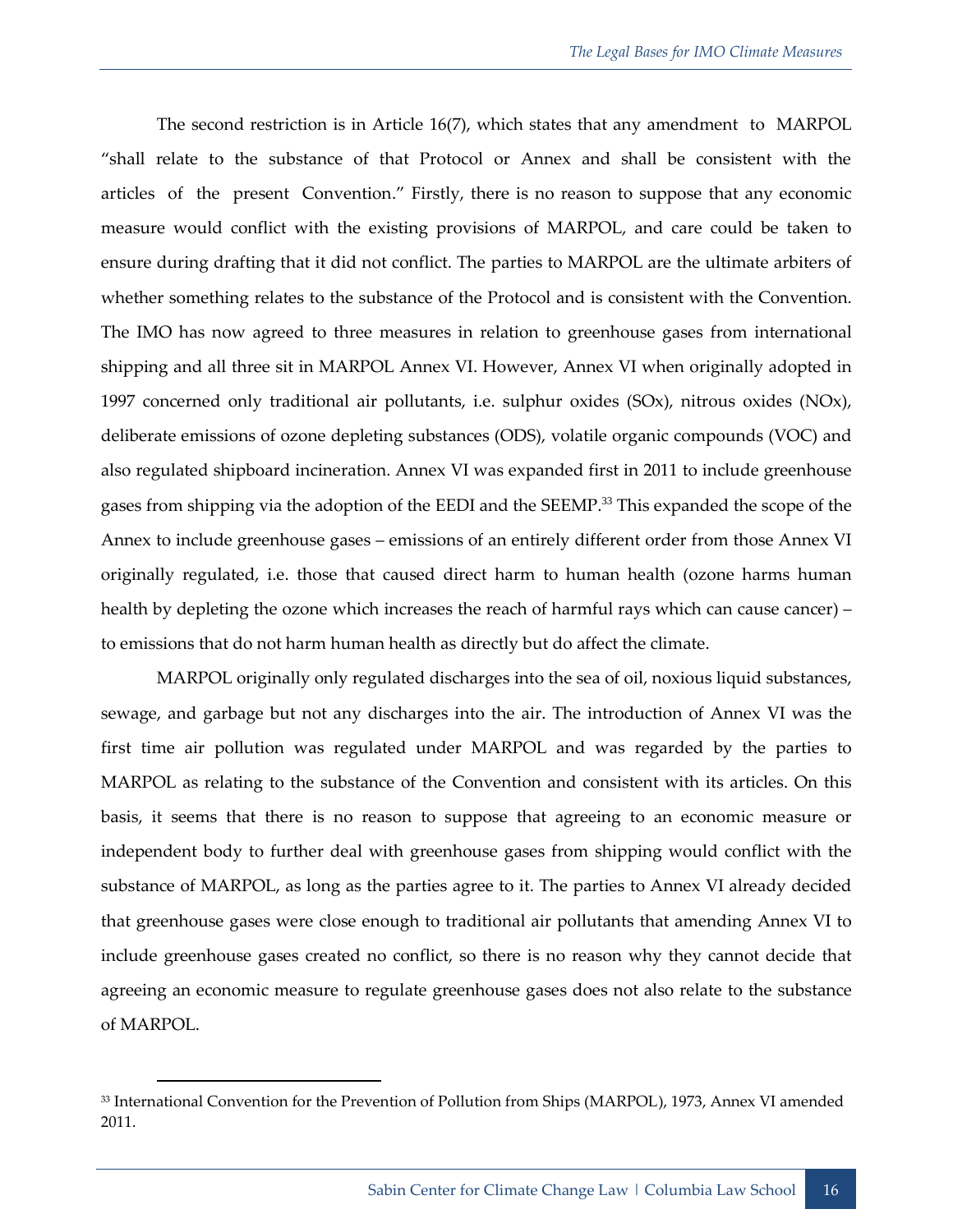The second restriction is in Article 16(7), which states that any amendment to MARPOL "shall relate to the substance of that Protocol or Annex and shall be consistent with the articles of the present Convention." Firstly, there is no reason to suppose that any economic measure would conflict with the existing provisions of MARPOL, and care could be taken to ensure during drafting that it did not conflict. The parties to MARPOL are the ultimate arbiters of whether something relates to the substance of the Protocol and is consistent with the Convention. The IMO has now agreed to three measures in relation to greenhouse gases from international shipping and all three sit in MARPOL Annex VI. However, Annex VI when originally adopted in 1997 concerned only traditional air pollutants, i.e. sulphur oxides (SOx), nitrous oxides (NOx), deliberate emissions of ozone depleting substances (ODS), volatile organic compounds (VOC) and also regulated shipboard incineration. Annex VI was expanded first in 2011 to include greenhouse gases from shipping via the adoption of the EEDI and the SEEMP.[33] This expanded the scope of the Annex to include greenhouse gases – emissions of an entirely different order from those Annex VI originally regulated, i.e. those that caused direct harm to human health (ozone harms human health by depleting the ozone which increases the reach of harmful rays which can cause cancer) – to emissions that do not harm human health as directly but do affect the climate.

MARPOL originally only regulated discharges into the sea of oil, noxious liquid substances, sewage, and garbage but not any discharges into the air. The introduction of Annex VI was the first time air pollution was regulated under MARPOL and was regarded by the parties to MARPOL as relating to the substance of the Convention and consistent with its articles. On this basis, it seems that there is no reason to suppose that agreeing to an economic measure or independent body to further deal with greenhouse gases from shipping would conflict with the substance of MARPOL, as long as the parties agree to it. The parties to Annex VI already decided that greenhouse gases were close enough to traditional air pollutants that amending Annex VI to include greenhouse gases created no conflict, so there is no reason why they cannot decide that agreeing an economic measure to regulate greenhouse gases does not also relate to the substance of MARPOL.

---

[33] International Convention for the Prevention of Pollution from Ships (MARPOL), 1973, Annex VI amended 2011.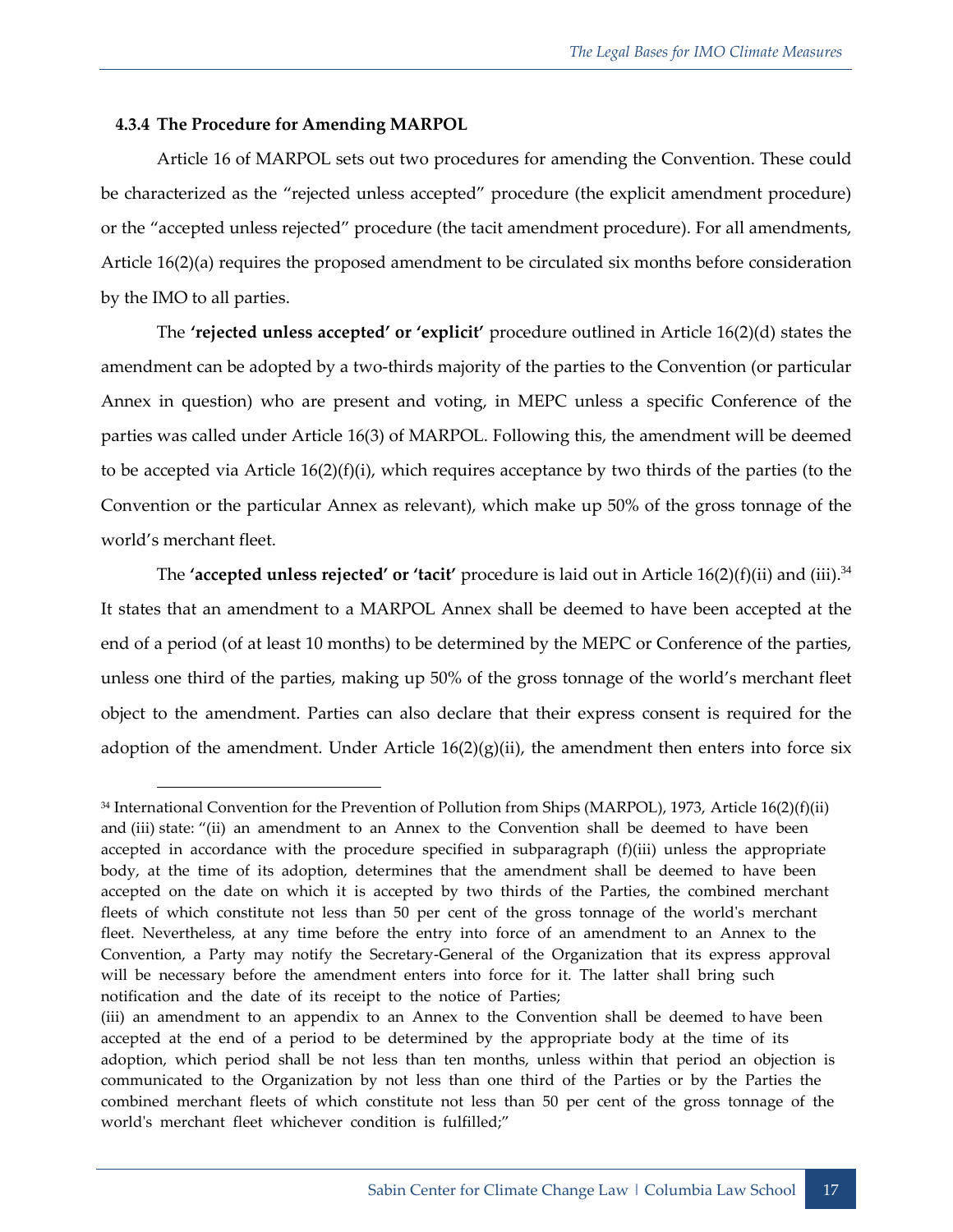#### 4.3.4 The Procedure for Amending MARPOL

Article 16 of MARPOL sets out two procedures for amending the Convention. These could be characterized as the "rejected unless accepted" procedure (the explicit amendment procedure) or the "accepted unless rejected" procedure (the tacit amendment procedure). For all amendments, Article 16(2)(a) requires the proposed amendment to be circulated six months before consideration by the IMO to all parties.

The **'rejected unless accepted' or 'explicit'** procedure outlined in Article 16(2)(d) states the amendment can be adopted by a two-thirds majority of the parties to the Convention (or particular Annex in question) who are present and voting, in MEPC unless a specific Conference of the parties was called under Article 16(3) of MARPOL. Following this, the amendment will be deemed to be accepted via Article 16(2)(f)(i), which requires acceptance by two thirds of the parties (to the Convention or the particular Annex as relevant), which make up 50% of the gross tonnage of the world's merchant fleet.

The **'accepted unless rejected' or 'tacit'** procedure is laid out in Article 16(2)(f)(ii) and (iii).[34] It states that an amendment to a MARPOL Annex shall be deemed to have been accepted at the end of a period (of at least 10 months) to be determined by the MEPC or Conference of the parties, unless one third of the parties, making up 50% of the gross tonnage of the world's merchant fleet object to the amendment. Parties can also declare that their express consent is required for the adoption of the amendment. Under Article 16(2)(g)(ii), the amendment then enters into force six

---

[34] International Convention for the Prevention of Pollution from Ships (MARPOL), 1973, Article 16(2)(f)(ii) and (iii) state: "(ii) an amendment to an Annex to the Convention shall be deemed to have been accepted in accordance with the procedure specified in subparagraph (f)(iii) unless the appropriate body, at the time of its adoption, determines that the amendment shall be deemed to have been accepted on the date on which it is accepted by two thirds of the Parties, the combined merchant fleets of which constitute not less than 50 per cent of the gross tonnage of the world's merchant fleet. Nevertheless, at any time before the entry into force of an amendment to an Annex to the Convention, a Party may notify the Secretary-General of the Organization that its express approval will be necessary before the amendment enters into force for it. The latter shall bring such notification and the date of its receipt to the notice of Parties;

(iii) an amendment to an appendix to an Annex to the Convention shall be deemed to have been accepted at the end of a period to be determined by the appropriate body at the time of its adoption, which period shall be not less than ten months, unless within that period an objection is communicated to the Organization by not less than one third of the Parties or by the Parties the combined merchant fleets of which constitute not less than 50 per cent of the gross tonnage of the world's merchant fleet whichever condition is fulfilled;"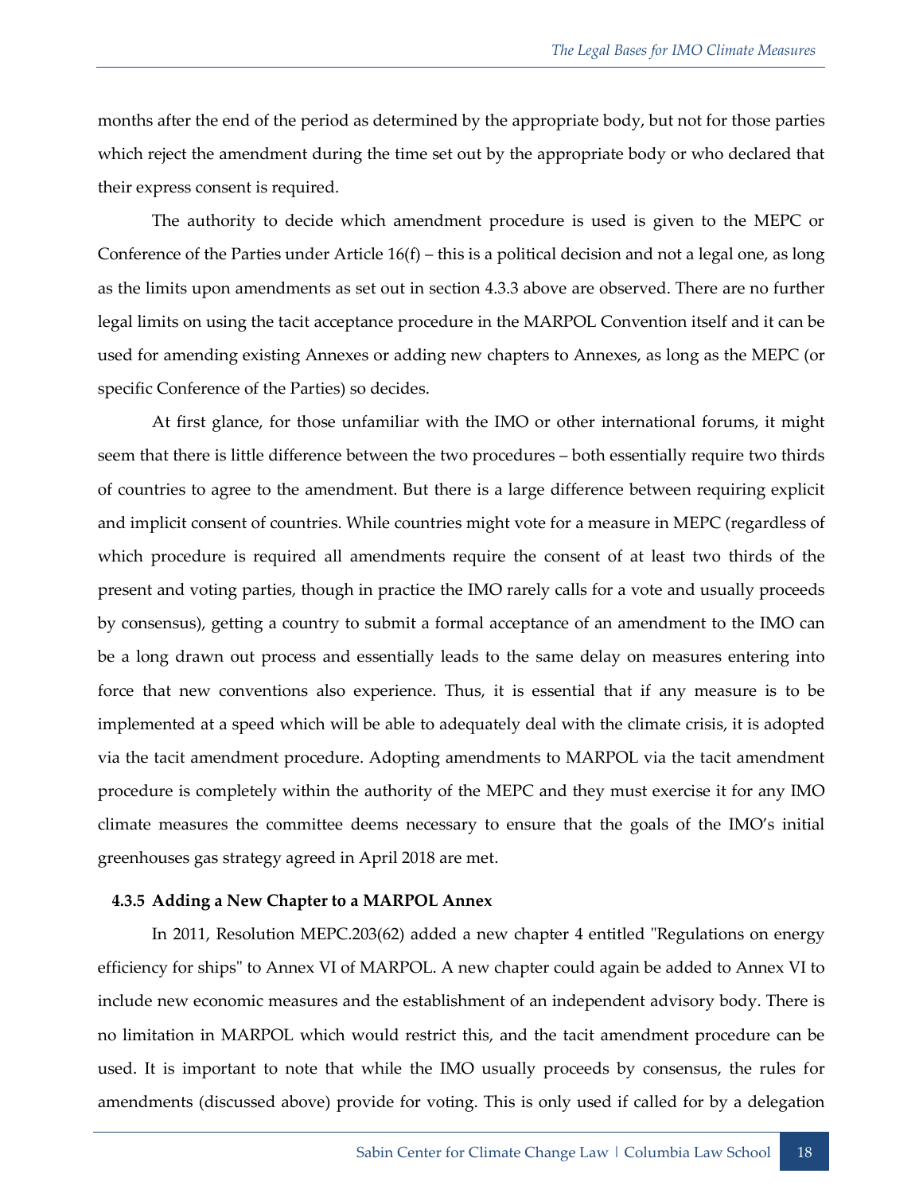months after the end of the period as determined by the appropriate body, but not for those parties which reject the amendment during the time set out by the appropriate body or who declared that their express consent is required.

The authority to decide which amendment procedure is used is given to the MEPC or Conference of the Parties under Article 16(f) – this is a political decision and not a legal one, as long as the limits upon amendments as set out in section 4.3.3 above are observed. There are no further legal limits on using the tacit acceptance procedure in the MARPOL Convention itself and it can be used for amending existing Annexes or adding new chapters to Annexes, as long as the MEPC (or specific Conference of the Parties) so decides.

At first glance, for those unfamiliar with the IMO or other international forums, it might seem that there is little difference between the two procedures – both essentially require two thirds of countries to agree to the amendment. But there is a large difference between requiring explicit and implicit consent of countries. While countries might vote for a measure in MEPC (regardless of which procedure is required all amendments require the consent of at least two thirds of the present and voting parties, though in practice the IMO rarely calls for a vote and usually proceeds by consensus), getting a country to submit a formal acceptance of an amendment to the IMO can be a long drawn out process and essentially leads to the same delay on measures entering into force that new conventions also experience. Thus, it is essential that if any measure is to be implemented at a speed which will be able to adequately deal with the climate crisis, it is adopted via the tacit amendment procedure. Adopting amendments to MARPOL via the tacit amendment procedure is completely within the authority of the MEPC and they must exercise it for any IMO climate measures the committee deems necessary to ensure that the goals of the IMO's initial greenhouses gas strategy agreed in April 2018 are met.

#### 4.3.5 Adding a New Chapter to a MARPOL Annex

In 2011, Resolution MEPC.203(62) added a new chapter 4 entitled "Regulations on energy efficiency for ships" to Annex VI of MARPOL. A new chapter could again be added to Annex VI to include new economic measures and the establishment of an independent advisory body. There is no limitation in MARPOL which would restrict this, and the tacit amendment procedure can be used. It is important to note that while the IMO usually proceeds by consensus, the rules for amendments (discussed above) provide for voting. This is only used if called for by a delegation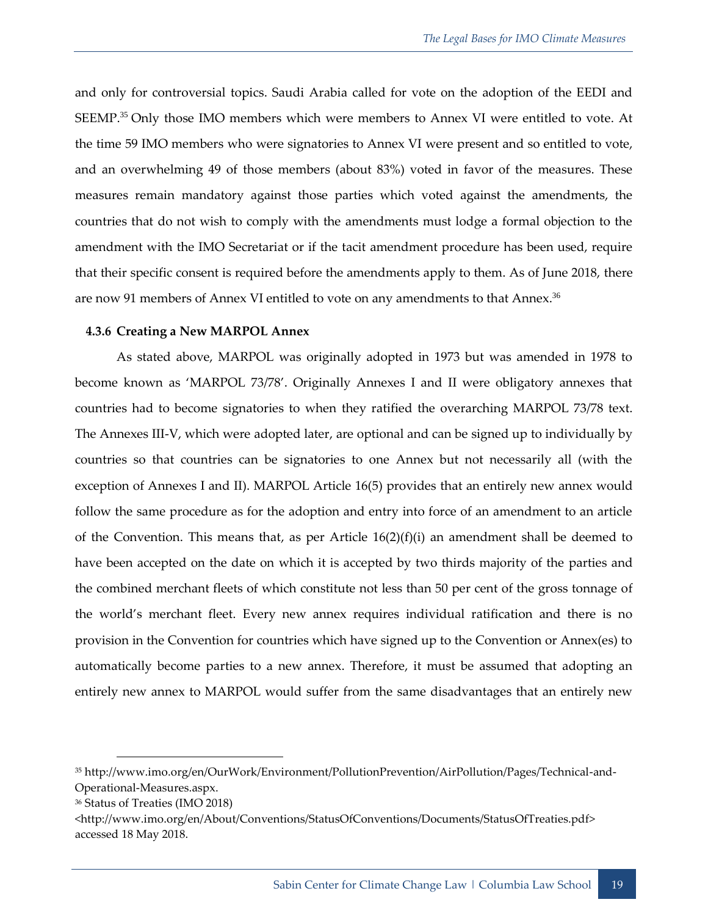and only for controversial topics. Saudi Arabia called for vote on the adoption of the EEDI and SEEMP.[35] Only those IMO members which were members to Annex VI were entitled to vote. At the time 59 IMO members who were signatories to Annex VI were present and so entitled to vote, and an overwhelming 49 of those members (about 83%) voted in favor of the measures. These measures remain mandatory against those parties which voted against the amendments, the countries that do not wish to comply with the amendments must lodge a formal objection to the amendment with the IMO Secretariat or if the tacit amendment procedure has been used, require that their specific consent is required before the amendments apply to them. As of June 2018, there are now 91 members of Annex VI entitled to vote on any amendments to that Annex.[36]

#### 4.3.6 Creating a New MARPOL Annex

As stated above, MARPOL was originally adopted in 1973 but was amended in 1978 to become known as 'MARPOL 73/78'. Originally Annexes I and II were obligatory annexes that countries had to become signatories to when they ratified the overarching MARPOL 73/78 text. The Annexes III-V, which were adopted later, are optional and can be signed up to individually by countries so that countries can be signatories to one Annex but not necessarily all (with the exception of Annexes I and II). MARPOL Article 16(5) provides that an entirely new annex would follow the same procedure as for the adoption and entry into force of an amendment to an article of the Convention. This means that, as per Article 16(2)(f)(i) an amendment shall be deemed to have been accepted on the date on which it is accepted by two thirds majority of the parties and the combined merchant fleets of which constitute not less than 50 per cent of the gross tonnage of the world's merchant fleet. Every new annex requires individual ratification and there is no provision in the Convention for countries which have signed up to the Convention or Annex(es) to automatically become parties to a new annex. Therefore, it must be assumed that adopting an entirely new annex to MARPOL would suffer from the same disadvantages that an entirely new

---

[35] http://www.imo.org/en/OurWork/Environment/PollutionPrevention/AirPollution/Pages/Technical-and-Operational-Measures.aspx.

[36] Status of Treaties (IMO 2018) <http://www.imo.org/en/About/Conventions/StatusOfConventions/Documents/StatusOfTreaties.pdf> accessed 18 May 2018.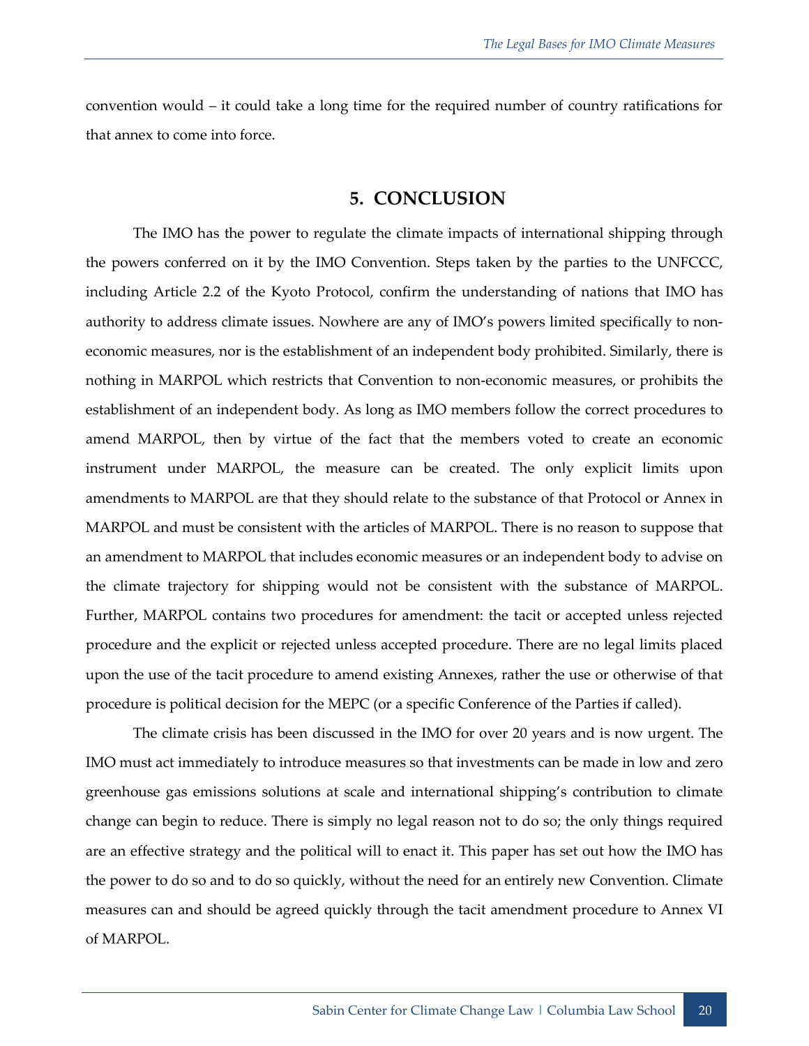convention would – it could take a long time for the required number of country ratifications for that annex to come into force.

## 5. CONCLUSION

The IMO has the power to regulate the climate impacts of international shipping through the powers conferred on it by the IMO Convention. Steps taken by the parties to the UNFCCC, including Article 2.2 of the Kyoto Protocol, confirm the understanding of nations that IMO has authority to address climate issues. Nowhere are any of IMO's powers limited specifically to non-economic measures, nor is the establishment of an independent body prohibited. Similarly, there is nothing in MARPOL which restricts that Convention to non-economic measures, or prohibits the establishment of an independent body. As long as IMO members follow the correct procedures to amend MARPOL, then by virtue of the fact that the members voted to create an economic instrument under MARPOL, the measure can be created. The only explicit limits upon amendments to MARPOL are that they should relate to the substance of that Protocol or Annex in MARPOL and must be consistent with the articles of MARPOL. There is no reason to suppose that an amendment to MARPOL that includes economic measures or an independent body to advise on the climate trajectory for shipping would not be consistent with the substance of MARPOL. Further, MARPOL contains two procedures for amendment: the tacit or accepted unless rejected procedure and the explicit or rejected unless accepted procedure. There are no legal limits placed upon the use of the tacit procedure to amend existing Annexes, rather the use or otherwise of that procedure is political decision for the MEPC (or a specific Conference of the Parties if called).

The climate crisis has been discussed in the IMO for over 20 years and is now urgent. The IMO must act immediately to introduce measures so that investments can be made in low and zero greenhouse gas emissions solutions at scale and international shipping's contribution to climate change can begin to reduce. There is simply no legal reason not to do so; the only things required are an effective strategy and the political will to enact it. This paper has set out how the IMO has the power to do so and to do so quickly, without the need for an entirely new Convention. Climate measures can and should be agreed quickly through the tacit amendment procedure to Annex VI of MARPOL.